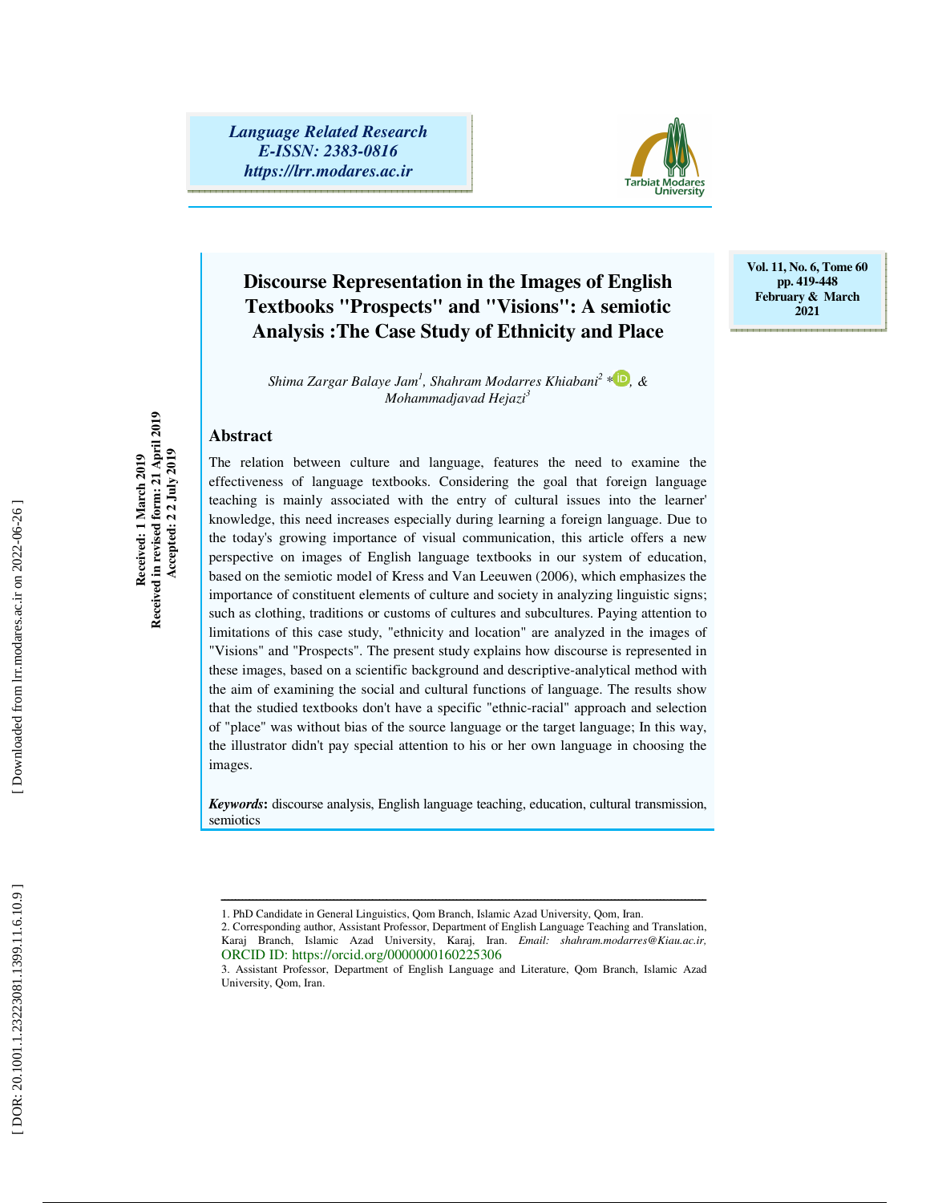Language Related Research
E-ISSN: 2383-0816
https://lrr.modares.ac.ir

Vol. 11, No. 6, Tome 60
pp. 419-448
February & March 2021

# Discourse Representation in the Images of English Textbooks "Prospects" and "Visions": A semiotic Analysis :The Case Study of Ethnicity and Place

*Shima Zargar Balaye Jam*[1], *Shahram Modarres Khiabani*[2] *, & *Mohammadjavad Hejazi*[3]

Received: 1 March 2019
Received in revised form: 21 April 2019
Accepted: 2 2 July 2019

## Abstract

The relation between culture and language, features the need to examine the effectiveness of language textbooks. Considering the goal that foreign language teaching is mainly associated with the entry of cultural issues into the learner' knowledge, this need increases especially during learning a foreign language. Due to the today's growing importance of visual communication, this article offers a new perspective on images of English language textbooks in our system of education, based on the semiotic model of Kress and Van Leeuwen (2006), which emphasizes the importance of constituent elements of culture and society in analyzing linguistic signs; such as clothing, traditions or customs of cultures and subcultures. Paying attention to limitations of this case study, "ethnicity and location" are analyzed in the images of "Visions" and "Prospects". The present study explains how discourse is represented in these images, based on a scientific background and descriptive-analytical method with the aim of examining the social and cultural functions of language. The results show that the studied textbooks don't have a specific "ethnic-racial" approach and selection of "place" was without bias of the source language or the target language; In this way, the illustrator didn't pay special attention to his or her own language in choosing the images.

***Keywords*****:** discourse analysis, English language teaching, education, cultural transmission, semiotics

---

1. PhD Candidate in General Linguistics, Qom Branch, Islamic Azad University, Qom, Iran.
2. Corresponding author, Assistant Professor, Department of English Language Teaching and Translation, Karaj Branch, Islamic Azad University, Karaj, Iran. *Email: shahram.modarres@Kiau.ac.ir,* ORCID ID: https://orcid.org/0000000160225306
3. Assistant Professor, Department of English Language and Literature, Qom Branch, Islamic Azad University, Qom, Iran.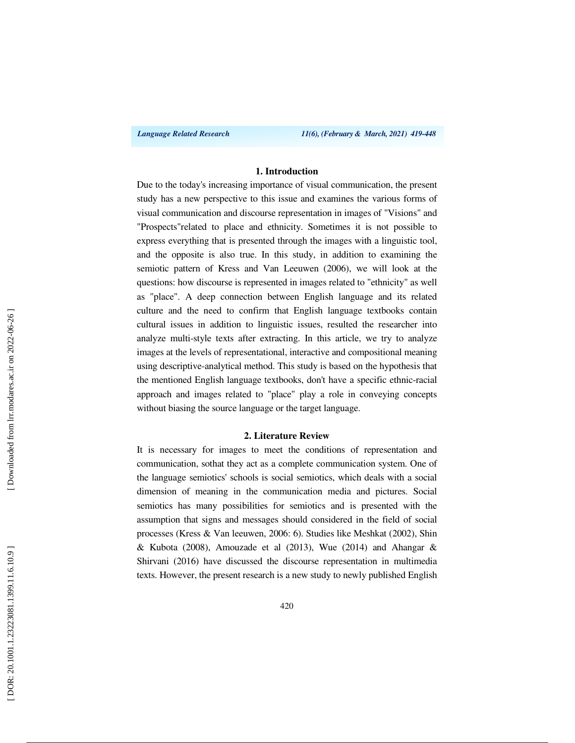## 1. Introduction

Due to the today's increasing importance of visual communication, the present study has a new perspective to this issue and examines the various forms of visual communication and discourse representation in images of "Visions" and "Prospects"related to place and ethnicity. Sometimes it is not possible to express everything that is presented through the images with a linguistic tool, and the opposite is also true. In this study, in addition to examining the semiotic pattern of Kress and Van Leeuwen (2006), we will look at the questions: how discourse is represented in images related to "ethnicity" as well as "place". A deep connection between English language and its related culture and the need to confirm that English language textbooks contain cultural issues in addition to linguistic issues, resulted the researcher into analyze multi-style texts after extracting. In this article, we try to analyze images at the levels of representational, interactive and compositional meaning using descriptive-analytical method. This study is based on the hypothesis that the mentioned English language textbooks, don't have a specific ethnic-racial approach and images related to "place" play a role in conveying concepts without biasing the source language or the target language.

## 2. Literature Review

It is necessary for images to meet the conditions of representation and communication, sothat they act as a complete communication system. One of the language semiotics' schools is social semiotics, which deals with a social dimension of meaning in the communication media and pictures. Social semiotics has many possibilities for semiotics and is presented with the assumption that signs and messages should considered in the field of social processes (Kress & Van leeuwen, 2006: 6). Studies like Meshkat (2002), Shin & Kubota (2008), Amouzade et al (2013), Wue (2014) and Ahangar & Shirvani (2016) have discussed the discourse representation in multimedia texts. However, the present research is a new study to newly published English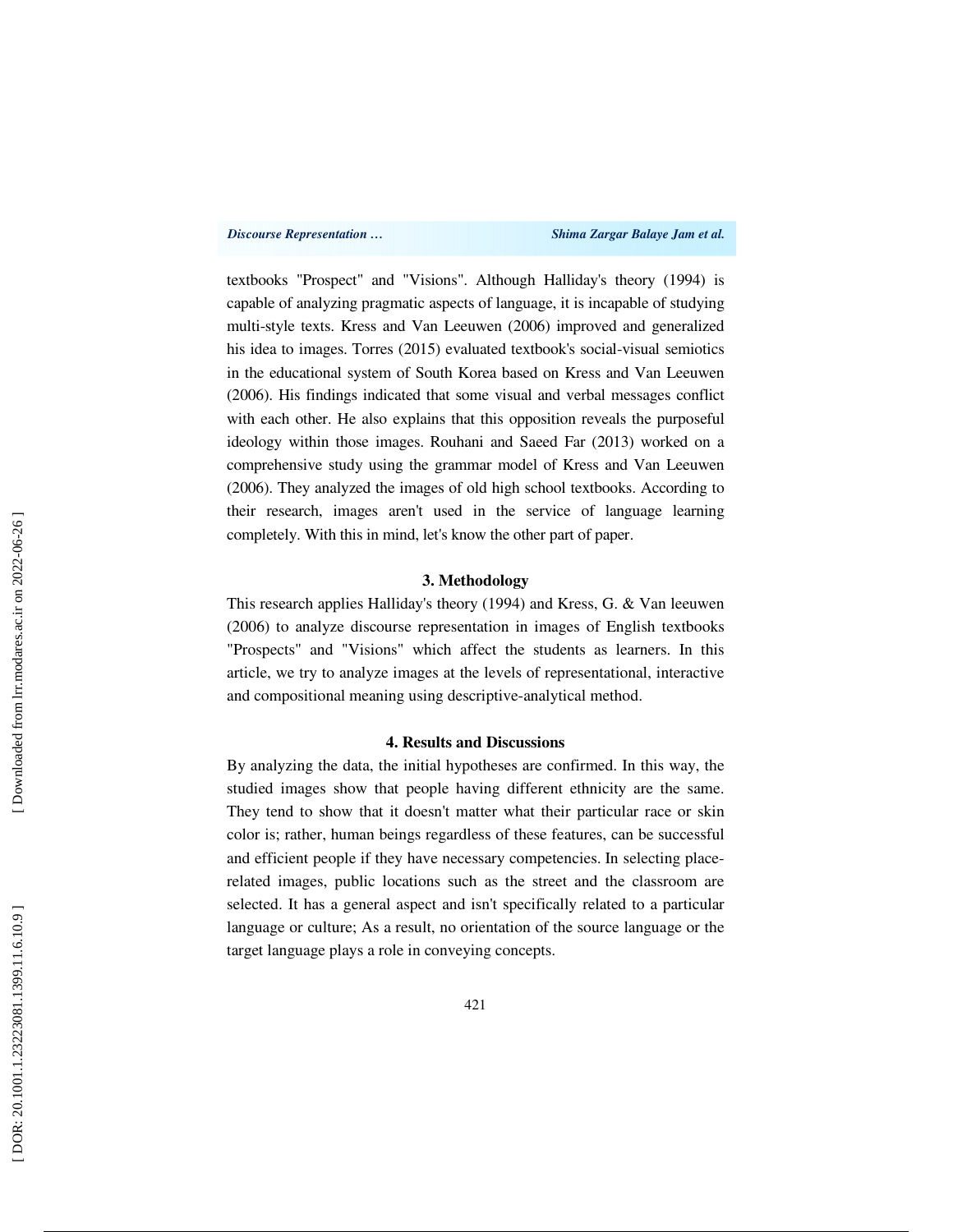textbooks "Prospect" and "Visions". Although Halliday's theory (1994) is capable of analyzing pragmatic aspects of language, it is incapable of studying multi-style texts. Kress and Van Leeuwen (2006) improved and generalized his idea to images. Torres (2015) evaluated textbook's social-visual semiotics in the educational system of South Korea based on Kress and Van Leeuwen (2006). His findings indicated that some visual and verbal messages conflict with each other. He also explains that this opposition reveals the purposeful ideology within those images. Rouhani and Saeed Far (2013) worked on a comprehensive study using the grammar model of Kress and Van Leeuwen (2006). They analyzed the images of old high school textbooks. According to their research, images aren't used in the service of language learning completely. With this in mind, let's know the other part of paper.

## 3. Methodology

This research applies Halliday's theory (1994) and Kress, G. & Van leeuwen (2006) to analyze discourse representation in images of English textbooks "Prospects" and "Visions" which affect the students as learners. In this article, we try to analyze images at the levels of representational, interactive and compositional meaning using descriptive-analytical method.

## 4. Results and Discussions

By analyzing the data, the initial hypotheses are confirmed. In this way, the studied images show that people having different ethnicity are the same. They tend to show that it doesn't matter what their particular race or skin color is; rather, human beings regardless of these features, can be successful and efficient people if they have necessary competencies. In selecting place-related images, public locations such as the street and the classroom are selected. It has a general aspect and isn't specifically related to a particular language or culture; As a result, no orientation of the source language or the target language plays a role in conveying concepts.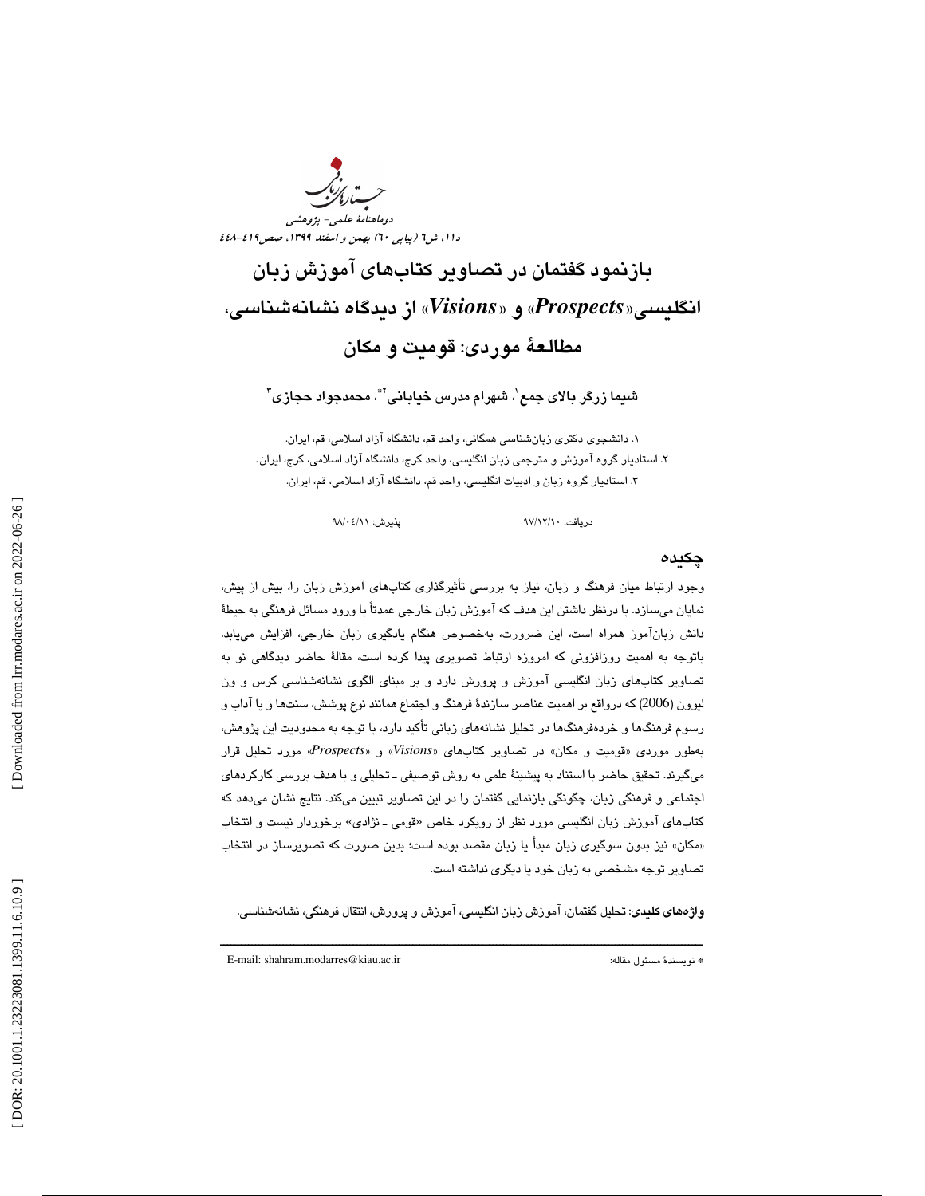# بازنمود گفتمان در تصاویر کتاب‌های آموزش زبان انگلیسی«*Prospects*» و «*Visions*» از دیدگاه نشانه‌شناسی، مطالعهٔ موردی: قومیت و مکان

**شیما زرگر بالای جمع[1]، شهرام مدرس خیابانی[2*]، محمدجواد حجازی[3]**

۱. دانشجوی دکتری زبان‌شناسی همگانی، واحد قم، دانشگاه آزاد اسلامی، قم، ایران.

۲. استادیار گروه آموزش و مترجمی زبان انگلیسی، واحد کرج، دانشگاه آزاد اسلامی، کرج، ایران.

۳. استادیار گروه زبان و ادبیات انگلیسی، واحد قم، دانشگاه آزاد اسلامی، قم، ایران.

دریافت: ۹۷/۱۲/۱۰ &nbsp;&nbsp;&nbsp;&nbsp; پذیرش: ۹۸/۰۴/۱۱

## چکیده

وجود ارتباط میان فرهنگ و زبان، نیاز به بررسی تأثیرگذاری کتاب‌های آموزش زبان را، بیش از پیش، نمایان می‌سازد. با درنظر داشتن این هدف که آموزش زبان خارجی عمدتاً با ورود مسائل فرهنگی به حیطهٔ دانش زبان‌آموز همراه است، این ضرورت، به‌خصوص هنگام یادگیری زبان خارجی، افزایش می‌یابد. باتوجه به اهمیت روزافزونی که امروزه ارتباط تصویری پیدا کرده است، مقالهٔ حاضر دیدگاهی نو به تصاویر کتاب‌های زبان انگلیسی آموزش و پرورش دارد و بر مبنای الگوی نشانه‌شناسی کرس و ون لیوون (2006) که درواقع بر اهمیت عناصر سازندهٔ فرهنگ و اجتماع همانند نوع پوشش، سنت‌ها و یا آداب و رسوم فرهنگ‌ها و خرده‌فرهنگ‌ها در تحلیل نشانه‌های زبانی تأکید دارد، با توجه به محدودیت این پژوهش، به‌طور موردی «قومیت و مکان» در تصاویر کتاب‌های «*Visions*» و «*Prospects*» مورد تحلیل قرار می‌گیرند. تحقیق حاضر با استناد به پیشینهٔ علمی به روش توصیفی ـ تحلیلی و با هدف بررسی کارکردهای اجتماعی و فرهنگی زبان، چگونگی بازنمایی گفتمان را در این تصاویر تبیین می‌کند. نتایج نشان می‌دهد که کتاب‌های آموزش زبان انگلیسی مورد نظر از رویکرد خاص «قومی ـ نژادی» برخوردار نیست و انتخاب «مکان» نیز بدون سوگیری زبان مبدأ یا زبان مقصد بوده است؛ بدین صورت که تصویرساز در انتخاب تصاویر توجه مشخصی به زبان خود یا دیگری نداشته است.

**واژه‌های کلیدی**: تحلیل گفتمان، آموزش زبان انگلیسی، آموزش و پرورش، انتقال فرهنگی، نشانه‌شناسی.

---

\* نویسندهٔ مسئول مقاله: E-mail: shahram.modarres@kiau.ac.ir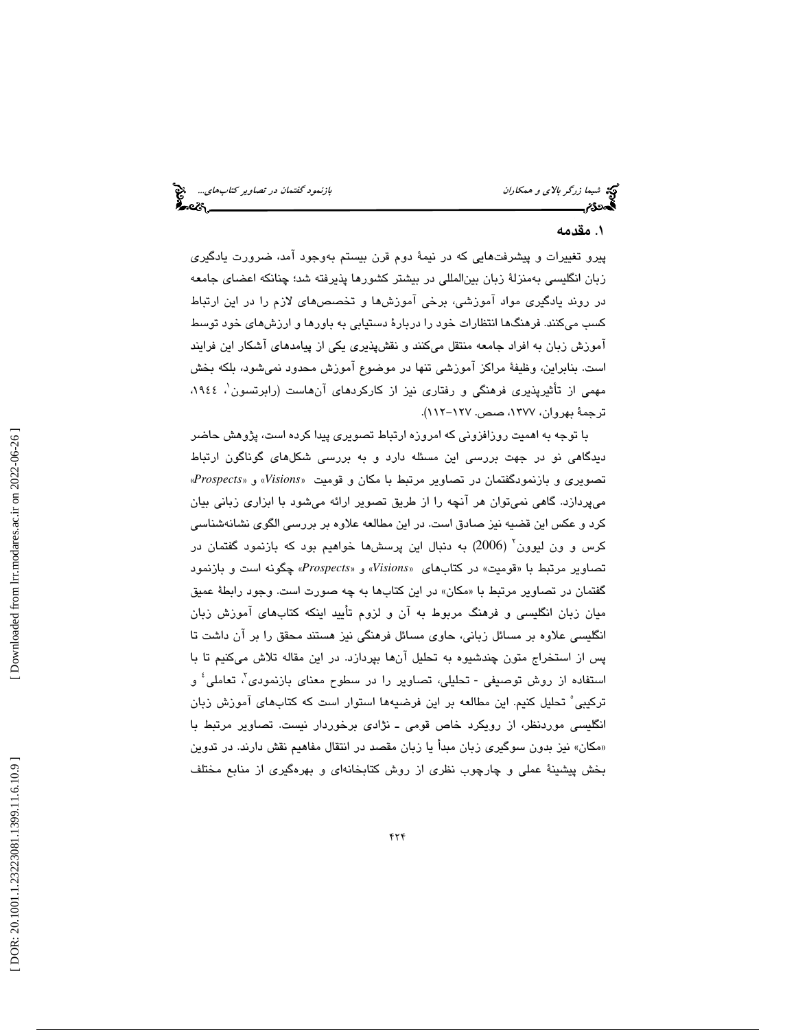## ۱. مقدمه

پیرو تغییرات و پیشرفت‌هایی که در نیمهٔ دوم قرن بیستم به‌وجود آمد، ضرورت یادگیری زبان انگلیسی به‌منزلهٔ زبان بین‌المللی در بیشتر کشورها پذیرفته شد؛ چنانکه اعضای جامعه در روند یادگیری مواد آموزشی، برخی آموزش‌ها و تخصص‌های لازم را در این ارتباط کسب می‌کنند. فرهنگ‌ها انتظارات خود را دربارهٔ دستیابی به باورها و ارزش‌های خود توسط آموزش زبان به افراد جامعه منتقل می‌کنند و نقش‌پذیری یکی از پیامدهای آشکار این فرایند است. بنابراین، وظیفهٔ مراکز آموزشی تنها در موضوع آموزش محدود نمی‌شود، بلکه بخش مهمی از تأثیرپذیری فرهنگی و رفتاری نیز از کارکردهای آن‌هاست (رابرتسون[1]، ۱۹۴۴، ترجمهٔ بهروان، ۱۳۷۷، صص. ۱۲۷-۱۱۲).

با توجه به اهمیت روزافزونی که امروزه ارتباط تصویری پیدا کرده است، پژوهش حاضر دیدگاهی نو در جهت بررسی این مسئله دارد و به بررسی شکل‌های گوناگون ارتباط تصویری و بازنمودگفتمان در تصاویر مرتبط با مکان و قومیت «*Visions*» و «*Prospects*» می‌پردازد. گاهی نمی‌توان هر آنچه را از طریق تصویر ارائه می‌شود با ابزاری زبانی بیان کرد و عکس این قضیه نیز صادق است. در این مطالعه علاوه بر بررسی الگوی نشانه‌شناسی کرس و ون لیوون[2] (2006) به دنبال این پرسش‌ها خواهیم بود که بازنمود گفتمان در تصاویر مرتبط با «قومیت» در کتاب‌های «*Visions*» و «*Prospects*» چگونه است و بازنمود گفتمان در تصاویر مرتبط با «مکان» در این کتاب‌ها به چه صورت است. وجود رابطهٔ عمیق میان زبان انگلیسی و فرهنگ مربوط به آن و لزوم تأیید اینکه کتاب‌های آموزش زبان انگلیسی علاوه بر مسائل زبانی، حاوی مسائل فرهنگی نیز هستند محقق را بر آن داشت تا پس از استخراج متون چندشیوه به تحلیل آن‌ها بپردازد. در این مقاله تلاش می‌کنیم تا با استفاده از روش توصیفی - تحلیلی، تصاویر را در سطوح معنای بازنمودی[3]، تعاملی[4] و ترکیبی[5] تحلیل کنیم. این مطالعه بر این فرضیه‌ها استوار است که کتاب‌های آموزش زبان انگلیسی موردنظر، از رویکرد خاص قومی ـ نژادی برخوردار نیست. تصاویر مرتبط با «مکان» نیز بدون سوگیری زبان مبدأ یا زبان مقصد در انتقال مفاهیم نقش دارند. در تدوین بخش پیشینهٔ عملی و چارچوب نظری از روش کتابخانه‌ای و بهره‌گیری از منابع مختلف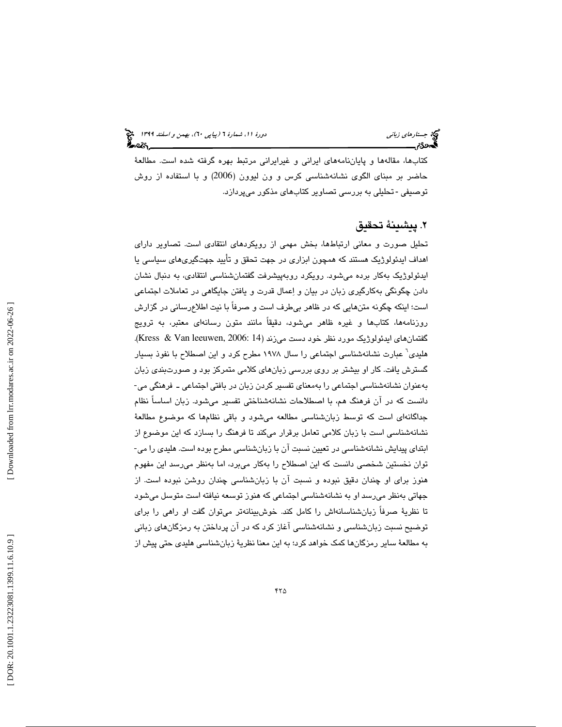کتاب‌ها، مقاله‌ها و پایان‌نامه‌های ایرانی و غیرایرانی مرتبط بهره گرفته شده است. مطالعهٔ حاضر بر مبنای الگوی نشانه‌شناسی کرس و ون لیوون (2006) و با استفاده از روش توصیفی ـ تحلیلی به بررسی تصاویر کتاب‌های مذکور می‌پردازد.

## ۲. پیشینهٔ تحقیق

تحلیل صورت و معانی ارتباط‌ها، بخش مهمی از رویکردهای انتقادی است. تصاویر دارای اهداف ایدئولوژیک هستند که همچون ابزاری در جهت تحقق و تأیید جهت‌گیری‌های سیاسی یا ایدئولوژیک به‌کار برده می‌شود. رویکرد روبه‌پیشرفت گفتمان‌شناسی انتقادی، به دنبال نشان دادن چگونگی به‌کارگیری زبان در بیان و اِعمال قدرت و یافتن جایگاهی در تعاملات اجتماعی است؛ اینکه چگونه متن‌هایی که در ظاهر بی‌طرف است و صرفاً با نیت اطلاع‌رسانی در گزارش روزنامه‌ها، کتاب‌ها و غیره ظاهر می‌شود، دقیقاً مانند متون رسانه‌ای معتبر، به ترویج گفتمان‌های ایدئولوژیک مورد نظر خود دست می‌زند (Kress & Van leeuwen, 2006: 14). هلیدی[6] عبارت نشانه‌شناسی اجتماعی را سال ۱۹۷۸ مطرح کرد و این اصطلاح با نفوذ بسیار گسترش یافت. کار او بیشتر بر روی بررسی زبان‌های کلامی متمرکز بود و صورت‌بندی زبان به‌عنوان نشانه‌شناسی اجتماعی را به‌معنای تفسیر کردن زبان در بافتی اجتماعی ـ فرهنگی می‌دانست که در آن فرهنگ هم، با اصطلاحات نشانه‌شناختی تفسیر می‌شود. زبان اساساً نظام جداگانه‌ای است که توسط زبان‌شناسی مطالعه می‌شود و باقی نظام‌ها که موضوع مطالعهٔ نشانه‌شناسی است با زبان کلامی تعامل برقرار می‌کند تا فرهنگ را بسازد که این موضوع از ابتدای پیدایش نشانه‌شناسی در تعیین نسبت آن با زبان‌شناسی مطرح بوده است. هلیدی را می‌توان نخستین شخصی دانست که این اصطلاح را به‌کار می‌برد، اما به‌نظر می‌رسد این مفهوم هنوز برای او چندان دقیق نبوده و نسبت آن با زبان‌شناسی چندان روشن نبوده است. از جهاتی به‌نظر می‌رسد او به نشانه‌شناسی اجتماعی که هنوز توسعه نیافته است متوسل می‌شود تا نظریهٔ صرفاً زبان‌شناسانه‌اش را کامل کند. خوش‌بینانه‌تر می‌توان گفت او راهی را برای توضیح نسبت زبان‌شناسی و نشانه‌شناسی آغاز کرد که در آن پرداختن به رمزگان‌های زبانی به مطالعهٔ سایر رمزگان‌ها کمک خواهد کرد؛ به این معنا نظریهٔ زبان‌شناسی هلیدی حتی پیش از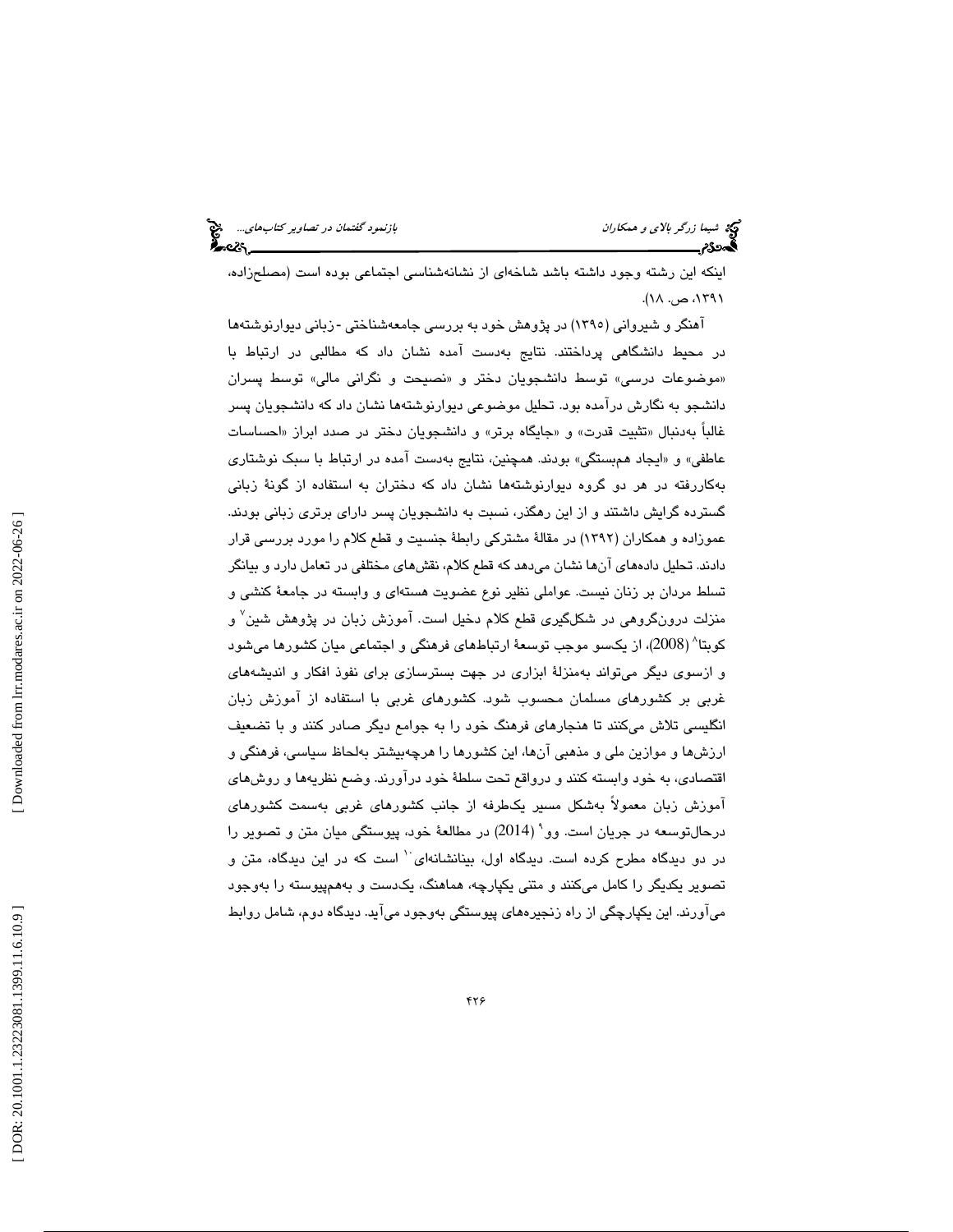اینکه این رشته وجود داشته باشد شاخه‌ای از نشانه‌شناسی اجتماعی بوده است (مصلح‌زاده، ۱۳۹۱، ص. ۱۸).

آهنگر و شیروانی (۱۳۹۵) در پژوهش خود به بررسی جامعه‌شناختی - زبانی دیوارنوشته‌ها در محیط دانشگاهی پرداختند. نتایج به‌دست آمده نشان داد که مطالبی در ارتباط با «موضوعات درسی» توسط دانشجویان دختر و «نصیحت و نگرانی مالی» توسط پسران دانشجو به نگارش درآمده بود. تحلیل موضوعی دیوارنوشته‌ها نشان داد که دانشجویان پسر غالباً به‌دنبال «تثبیت قدرت» و «جایگاه برتر» و دانشجویان دختر در صدد ابراز «احساسات عاطفی» و «ایجاد هم‌بستگی» بودند. همچنین، نتایج به‌دست آمده در ارتباط با سبک نوشتاری به‌کاررفته در هر دو گروه دیوارنوشته‌ها نشان داد که دختران به استفاده از گونهٔ زبانی گسترده گرایش داشتند و از این رهگذر، نسبت به دانشجویان پسر دارای برتری زبانی بودند. عموزاده و همکاران (۱۳۹۲) در مقالهٔ مشترکی رابطهٔ جنسیت و قطع کلام را مورد بررسی قرار دادند. تحلیل داده‌های آن‌ها نشان می‌دهد که قطع کلام، نقش‌های مختلفی در تعامل دارد و بیانگر تسلط مردان بر زنان نیست. عواملی نظیر نوع عضویت هسته‌ای و وابسته در جامعهٔ کنشی و منزلت درون‌گروهی در شکل‌گیری قطع کلام دخیل است. آموزش زبان در پژوهش شین[7] و کوبتا[8] (2008)، از یکسو موجب توسعهٔ ارتباط‌های فرهنگی و اجتماعی میان کشورها می‌شود و ازسوی دیگر می‌تواند به‌منزلهٔ ابزاری در جهت بسترسازی برای نفوذ افکار و اندیشه‌های غربی بر کشورهای مسلمان محسوب شود. کشورهای غربی با استفاده از آموزش زبان انگلیسی تلاش می‌کنند تا هنجارهای فرهنگ خود را به جوامع دیگر صادر کنند و با تضعیف ارزش‌ها و موازین ملی و مذهبی آن‌ها، این کشورها را هرچه‌بیشتر به‌لحاظ سیاسی، فرهنگی و اقتصادی، به خود وابسته کنند و درواقع تحت سلطهٔ خود درآورند. وضع نظریه‌ها و روش‌های آموزش زبان معمولاً به‌شکل مسیر یک‌طرفه از جانب کشورهای غربی به‌سمت کشورهای درحال‌توسعه در جریان است. وو[9] (2014) در مطالعهٔ خود، پیوستگی میان متن و تصویر را در دو دیدگاه مطرح کرده است. دیدگاه اول، بینانشانه‌ای[10] است که در این دیدگاه، متن و تصویر یکدیگر را کامل می‌کنند و متنی یکپارچه، هماهنگ، یکدست و به‌هم‌پیوسته را به‌وجود می‌آورند. این یکپارچگی از راه زنجیره‌های پیوستگی به‌وجود می‌آید. دیدگاه دوم، شامل روابط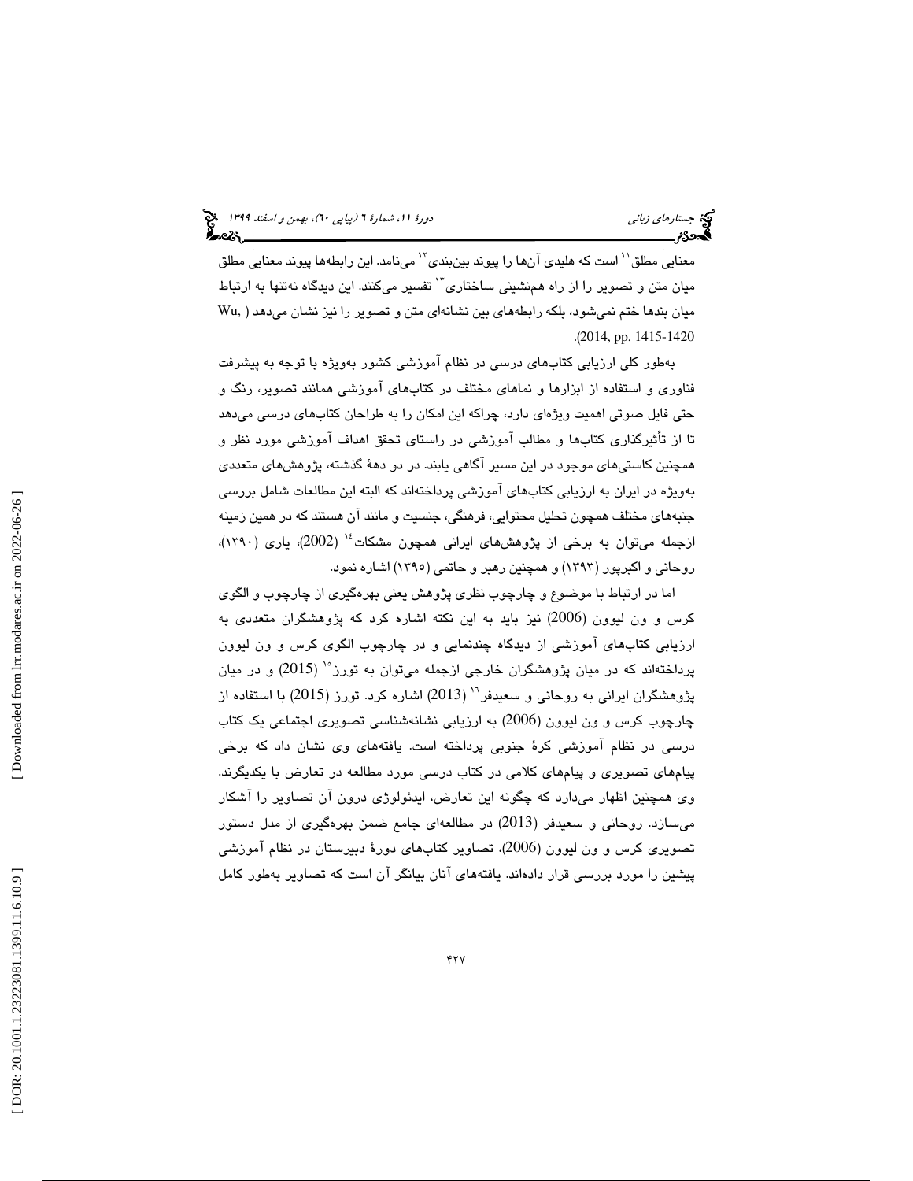معنایی مطلق[11] است که هلیدی آن‌ها را پیوند بین‌بندی[12] می‌نامد. این رابطه‌ها پیوند معنایی مطلق میان متن و تصویر را از راه هم‌نشینی ساختاری[13] تفسیر می‌کنند. این دیدگاه نه‌تنها به ارتباط میان بندها ختم نمی‌شود، بلکه رابطه‌های بین نشانه‌ای متن و تصویر را نیز نشان می‌دهد (Wu, 2014, pp. 1415-1420).

به‌طور کلی ارزیابی کتاب‌های درسی در نظام آموزشی کشور به‌ویژه با توجه به پیشرفت فناوری و استفاده از ابزارها و نماهای مختلف در کتاب‌های آموزشی همانند تصویر، رنگ و حتی فایل صوتی اهمیت ویژه‌ای دارد، چراکه این امکان را به طراحان کتاب‌های درسی می‌دهد تا از تأثیرگذاری کتاب‌ها و مطالب آموزشی در راستای تحقق اهداف آموزشی مورد نظر و همچنین کاستی‌های موجود در این مسیر آگاهی یابند. در دو دهۀ گذشته، پژوهش‌های متعددی به‌ویژه در ایران به ارزیابی کتاب‌های آموزشی پرداخته‌اند که البته این مطالعات شامل بررسی جنبه‌های مختلف همچون تحلیل محتوایی، فرهنگی، جنسیت و مانند آن هستند که در همین زمینه ازجمله می‌توان به برخی از پژوهش‌های ایرانی همچون مشکات[14] (2002)، یاری (۱۳۹۰)، روحانی و اکبرپور (۱۳۹۳) و همچنین رهبر و حاتمی (۱۳۹۵) اشاره نمود.

اما در ارتباط با موضوع و چارچوب نظری پژوهش یعنی بهره‌گیری از چارچوب و الگوی کرس و ون لیوون (2006) نیز باید به این نکته اشاره کرد که پژوهشگران متعددی به ارزیابی کتاب‌های آموزشی از دیدگاه چندنمایی و در چارچوب الگوی کرس و ون لیوون پرداخته‌اند که در میان پژوهشگران خارجی ازجمله می‌توان به تورز[15] (2015) و در میان پژوهشگران ایرانی به روحانی و سعیدفر[16] (2013) اشاره کرد. تورز (2015) با استفاده از چارچوب کرس و ون لیوون (2006) به ارزیابی نشانه‌شناسی تصویری اجتماعی یک کتاب درسی در نظام آموزشی کرۀ جنوبی پرداخته است. یافته‌های وی نشان داد که برخی پیام‌های تصویری و پیام‌های کلامی در کتاب درسی مورد مطالعه در تعارض با یکدیگرند. وی همچنین اظهار می‌دارد که چگونه این تعارض، ایدئولوژی درون آن تصاویر را آشکار می‌سازد. روحانی و سعیدفر (2013) در مطالعه‌ای جامع ضمن بهره‌گیری از مدل دستور تصویری کرس و ون لیوون (2006)، تصاویر کتاب‌های دورۀ دبیرستان در نظام آموزشی پیشین را مورد بررسی قرار داده‌اند. یافته‌های آنان بیانگر آن است که تصاویر به‌طور کامل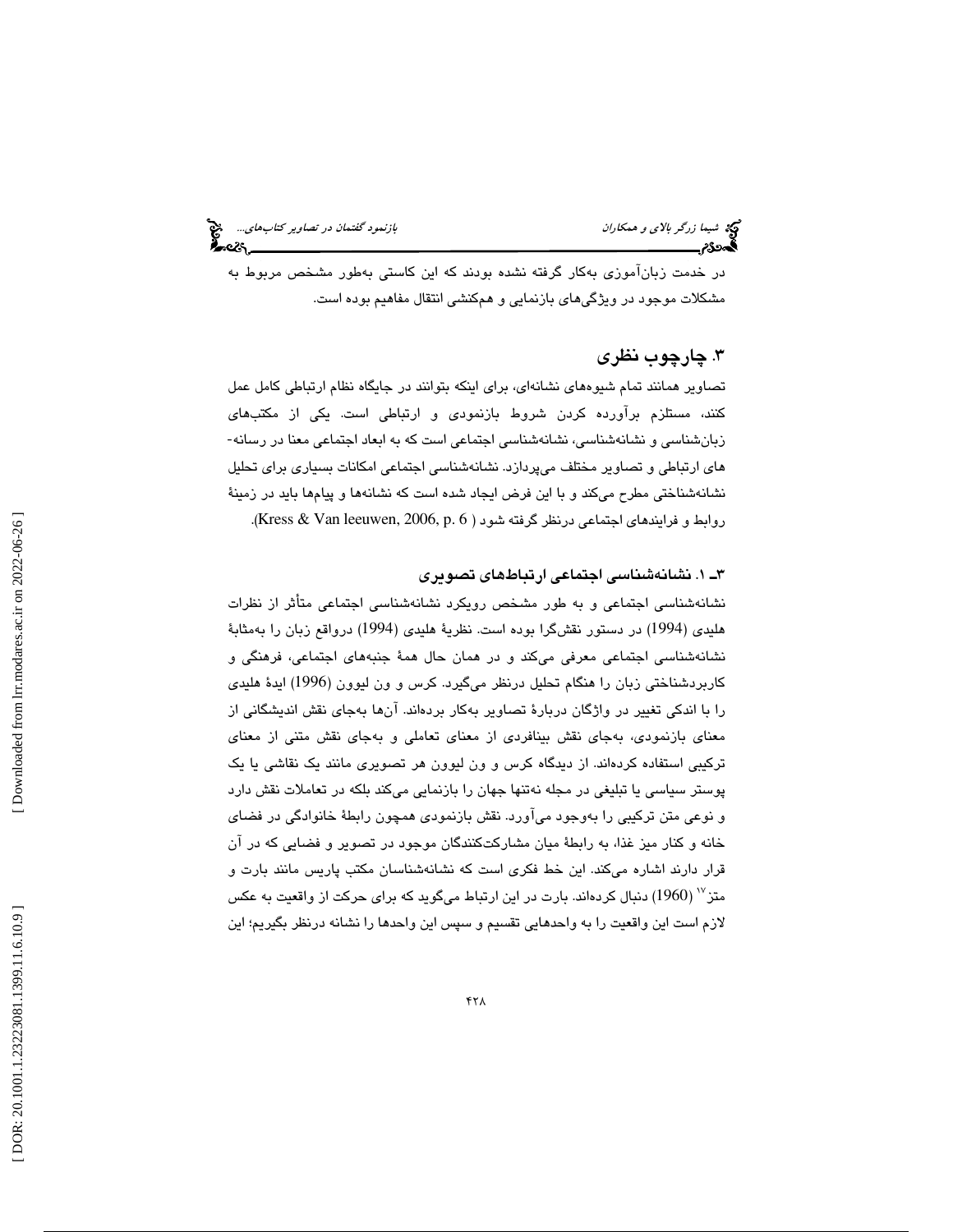در خدمت زبان‌آموزی به‌کار گرفته نشده بودند که این کاستی به‌طور مشخص مربوط به مشکلات موجود در ویژگی‌های بازنمایی و هم‌کنشی انتقال مفاهیم بوده است.

## ۳. چارچوب نظری

تصاویر همانند تمام شیوه‌های نشانه‌ای، برای اینکه بتوانند در جایگاه نظام ارتباطی کامل عمل کنند، مستلزم برآورده کردن شروط بازنمودی و ارتباطی است. یکی از مکتب‌های زبان‌شناسی و نشانه‌شناسی، نشانه‌شناسی اجتماعی است که به ابعاد اجتماعی معنا در رسانه‌های ارتباطی و تصاویر مختلف می‌پردازد. نشانه‌شناسی اجتماعی امکانات بسیاری برای تحلیل نشانه‌شناختی مطرح می‌کند و با این فرض ایجاد شده است که نشانه‌ها و پیام‌ها باید در زمینهٔ روابط و فرایندهای اجتماعی درنظر گرفته شود (Kress & Van leeuwen, 2006, p. 6).

### ۳ـ ۱. نشانه‌شناسی اجتماعی ارتباط‌های تصویری

نشانه‌شناسی اجتماعی و به طور مشخص رویکرد نشانه‌شناسی اجتماعی متأثر از نظرات هلیدی (1994) در دستور نقش‌گرا بوده است. نظریهٔ هلیدی (1994) درواقع زبان را به‌مثابهٔ نشانه‌شناسی اجتماعی معرفی می‌کند و در همان حال همهٔ جنبه‌های اجتماعی، فرهنگی و کاربردشناختی زبان را هنگام تحلیل درنظر می‌گیرد. کرس و ون لیوون (1996) ایدهٔ هلیدی را با اندکی تغییر در واژگان دربارهٔ تصاویر به‌کار برده‌اند. آن‌ها به‌جای نقش اندیشگانی از معنای بازنمودی، به‌جای نقش بینافردی از معنای تعاملی و به‌جای نقش متنی از معنای ترکیبی استفاده کرده‌اند. از دیدگاه کرس و ون لیوون هر تصویری مانند یک نقاشی یا یک پوستر سیاسی یا تبلیغی در مجله نه‌تنها جهان را بازنمایی می‌کند بلکه در تعاملات نقش دارد و نوعی متن ترکیبی را به‌وجود می‌آورد. نقش بازنمودی همچون رابطهٔ خانوادگی در فضای خانه و کنار میز غذا، به رابطهٔ میان مشارکت‌کنندگان موجود در تصویر و فضایی که در آن قرار دارند اشاره می‌کند. این خط فکری است که نشانه‌شناسان مکتب پاریس مانند بارت و متز[۱۷] (1960) دنبال کرده‌اند. بارت در این ارتباط می‌گوید که برای حرکت از واقعیت به عکس لازم است این واقعیت را به واحدهایی تقسیم و سپس این واحدها را نشانه درنظر بگیریم؛ این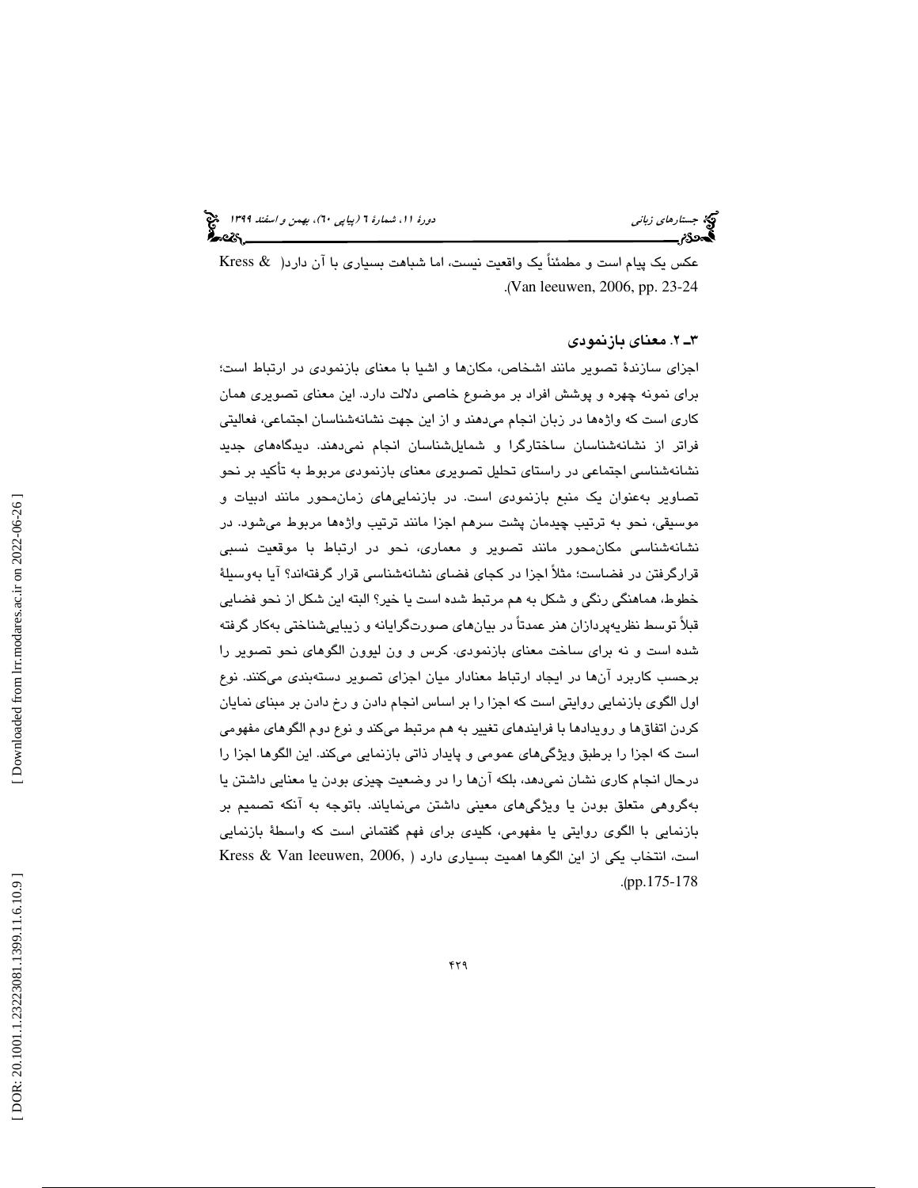عکس یک پیام است و مطمئناً یک واقعیت نیست، اما شباهت بسیاری با آن دارد( Kress & Van leeuwen, 2006, pp. 23-24).

### ۳ـ ۲. معنای بازنمودی

اجزای سازندۀ تصویر مانند اشخاص، مکان‌ها و اشیا با معنای بازنمودی در ارتباط است؛ برای نمونه چهره و پوشش افراد بر موضوع خاصی دلالت دارد. این معنای تصویری همان کاری است که واژه‌ها در زبان انجام می‌دهند و از این جهت نشانه‌شناسان اجتماعی، فعالیتی فراتر از نشانه‌شناسان ساختارگرا و شمایل‌شناسان انجام نمی‌دهند. دیدگاه‌های جدید نشانه‌شناسی اجتماعی در راستای تحلیل تصویری معنای بازنمودی مربوط به تأکید بر نحو تصاویر به‌عنوان یک منبع بازنمودی است. در بازنمایی‌های زمان‌محور مانند ادبیات و موسیقی، نحو به ترتیب چیدمان پشت سرهم اجزا مانند ترتیب واژه‌ها مربوط می‌شود. در نشانه‌شناسی مکان‌محور مانند تصویر و معماری، نحو در ارتباط با موقعیت نسبی قرارگرفتن در فضاست؛ مثلاً اجزا در کجای فضای نشانه‌شناسی قرار گرفته‌اند؟ آیا به‌وسیلۀ خطوط، هماهنگی رنگی و شکل به هم مرتبط شده است یا خیر؟ البته این شکل از نحو فضایی قبلاً توسط نظریه‌پردازان هنر عمدتاً در بیان‌های صورت‌گرایانه و زیبایی‌شناختی به‌کار گرفته شده است و نه برای ساخت معنای بازنمودی. کرس و ون لیوون الگوهای نحو تصویر را برحسب کاربرد آن‌ها در ایجاد ارتباط معنادار میان اجزای تصویر دسته‌بندی می‌کنند. نوع اول الگوی بازنمایی روایتی است که اجزا را بر اساس انجام دادن و رخ دادن بر مبنای نمایان کردن اتفاق‌ها و رویدادها با فرایندهای تغییر به هم مرتبط می‌کند و نوع دوم الگوهای مفهومی است که اجزا را برطبق ویژگی‌های عمومی و پایدار ذاتی بازنمایی می‌کند. این الگوها اجزا را درحال انجام کاری نشان نمی‌دهد، بلکه آن‌ها را در وضعیت چیزی بودن یا معنایی داشتن یا به‌گروهی متعلق بودن یا ویژگی‌های معینی داشتن می‌نمایاند. باتوجه به آنکه تصمیم بر بازنمایی با الگوی روایتی یا مفهومی، کلیدی برای فهم گفتمانی است که واسطۀ بازنمایی است، انتخاب یکی از این الگوها اهمیت بسیاری دارد ( Kress & Van leeuwen, 2006, pp.175-178).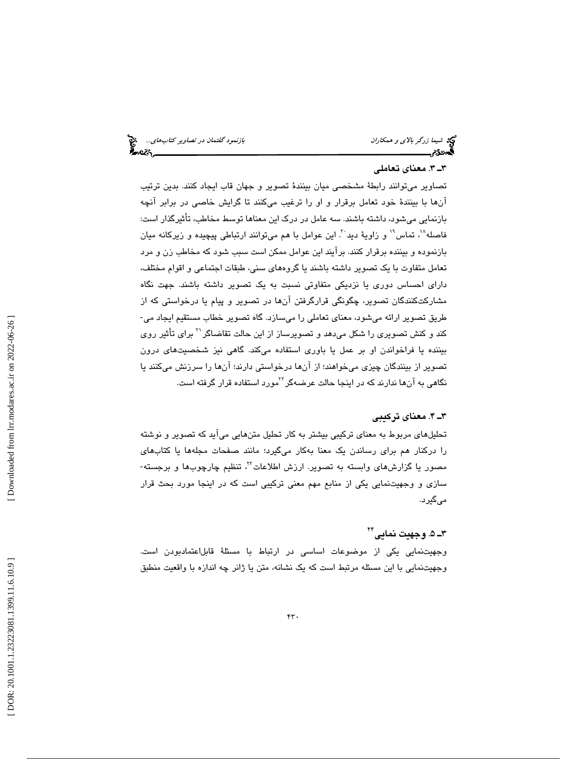### ۳ـ ۳. معنای تعاملی

تصاویر می‌توانند رابطهٔ مشخصی میان بینندهٔ تصویر و جهان قاب ایجاد کنند. بدین ترتیب آن‌ها با بینندهٔ خود تعامل برقرار و او را ترغیب می‌کنند تا گرایش خاصی در برابر آنچه بازنمایی می‌شود، داشته باشند. سه عامل در درک این معناها توسط مخاطب، تأثیرگذار است: فاصله[۱۸]، تماس[۱۹] و زاویهٔ دید[۲۰]. این عوامل با هم می‌توانند ارتباطی پیچیده و زیرکانه میان بازنموده و بیننده برقرار کنند. برآیند این عوامل ممکن است سبب شود که مخاطب زن و مرد تعامل متفاوت با یک تصویر داشته باشند یا گروه‌های سنی، طبقات اجتماعی و اقوام مختلف، دارای احساس دوری یا نزدیکی متفاوتی نسبت به یک تصویر داشته باشند. جهت نگاه مشارکت‌کنندگان تصویر، چگونگی قرارگرفتن آن‌ها در تصویر و پیام یا درخواستی که از طریق تصویر ارائه می‌شود، معنای تعاملی را می‌سازد. گاه تصویر خطاب مستقیم ایجاد می‌کند و کنش تصویری را شکل می‌دهد و تصویرساز از این حالت تقاضاگر[۲۱] برای تأثیر روی بیننده یا فراخواندن او بر عمل یا باوری استفاده می‌کند. گاهی نیز شخصیت‌های درون تصویر از بینندگان چیزی می‌خواهند؛ از آن‌ها درخواستی دارند؛ آن‌ها را سرزنش می‌کنند یا نگاهی به آن‌ها ندارند که در اینجا حالت عرضه‌گر[۲۲] مورد استفاده قرار گرفته است.

### ۳ـ ۴. معنای ترکیبی

تحلیل‌های مربوط به معنای ترکیبی بیشتر به کار تحلیل متن‌هایی می‌آید که تصویر و نوشته را درکنار هم برای رساندن یک معنا به‌کار می‌گیرد؛ مانند صفحات مجله‌ها یا کتاب‌های مصور یا گزارش‌های وابسته به تصویر. ارزش اطلاعات[۲۳]، تنظیم چارچوب‌ها و برجسته‌سازی و وجهیت‌نمایی یکی از منابع مهم معنی ترکیبی است که در اینجا مورد بحث قرار می‌گیرد.

### ۳ـ ۵. وجهیت نمایی[۲۴]

وجهیت‌نمایی یکی از موضوعات اساسی در ارتباط با مسئلهٔ قابل‌اعتمادبودن است. وجهیت‌نمایی با این مسئله مرتبط است که یک نشانه، متن یا ژانر چه اندازه با واقعیت منطبق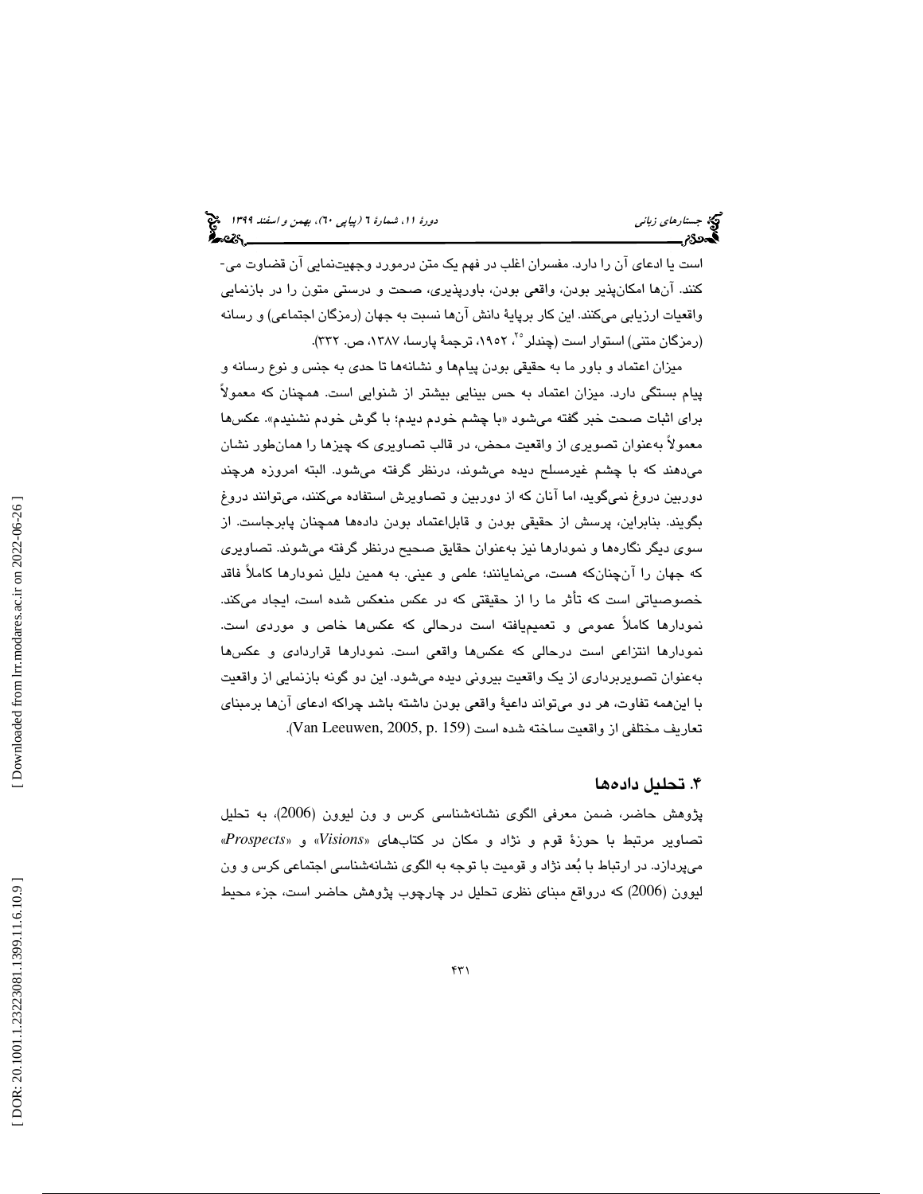است یا ادعای آن را دارد. مفسران اغلب در فهم یک متن درمورد وجهیت‌نمایی آن قضاوت می‌کنند. آن‌ها امکان‌پذیر بودن، واقعی بودن، باورپذیری، صحت و درستی متون را در بازنمایی واقعیات ارزیابی می‌کنند. این کار برپایهٔ دانش آن‌ها نسبت به جهان (رمزگان اجتماعی) و رسانه (رمزگان متنی) استوار است (چندلر[20]، ۱۹۵۲، ترجمهٔ پارسا، ۱۳۸۷، ص. ۳۳۲).

میزان اعتماد و باور ما به حقیقی بودن پیام‌ها و نشانه‌ها تا حدی به جنس و نوع رسانه و پیام بستگی دارد. میزان اعتماد به حس بینایی بیشتر از شنوایی است. همچنان که معمولاً برای اثبات صحت خبر گفته می‌شود «با چشم خودم دیدم؛ با گوش خودم نشنیدم». عکس‌ها معمولاً به‌عنوان تصویری از واقعیت محض، در قالب تصاویری که چیزها را همان‌طور نشان می‌دهند که با چشم غیرمسلح دیده می‌شوند، درنظر گرفته می‌شود. البته امروزه هرچند دوربین دروغ نمی‌گوید، اما آنان که از دوربین و تصاویرش استفاده می‌کنند، می‌توانند دروغ بگویند. بنابراین، پرسش از حقیقی بودن و قابل‌اعتماد بودن داده‌ها همچنان پابرجاست. از سوی دیگر نگاره‌ها و نمودارها نیز به‌عنوان حقایق صحیح درنظر گرفته می‌شوند. تصاویری که جهان را آن‌چنان‌که هست، می‌نمایانند؛ علمی و عینی. به همین دلیل نمودارها کاملاً فاقد خصوصیاتی است که تأثر ما را از حقیقتی که در عکس منعکس شده است، ایجاد می‌کند. نمودارها کاملاً عمومی و تعمیم‌یافته است درحالی که عکس‌ها خاص و موردی است. نمودارها انتزاعی است درحالی که عکس‌ها واقعی است. نمودارها قراردادی و عکس‌ها به‌عنوان تصویربرداری از یک واقعیت بیرونی دیده می‌شود. این دو گونه بازنمایی از واقعیت با این‌همه تفاوت، هر دو می‌تواند داعیهٔ واقعی بودن داشته باشد چراکه ادعای آن‌ها برمبنای تعاریف مختلفی از واقعیت ساخته شده است (Van Leeuwen, 2005, p. 159).

## ۴. تحلیل داده‌ها

پژوهش حاضر، ضمن معرفی الگوی نشانه‌شناسی کرس و ون لیوون (2006)، به تحلیل تصاویر مرتبط با حوزهٔ قوم و نژاد و مکان در کتاب‌های «*Visions*» و «*Prospects*» می‌پردازد. در ارتباط با بُعد نژاد و قومیت با توجه به الگوی نشانه‌شناسی اجتماعی کرس و ون لیوون (2006) که درواقع مبنای نظری تحلیل در چارچوب پژوهش حاضر است، جزء محیط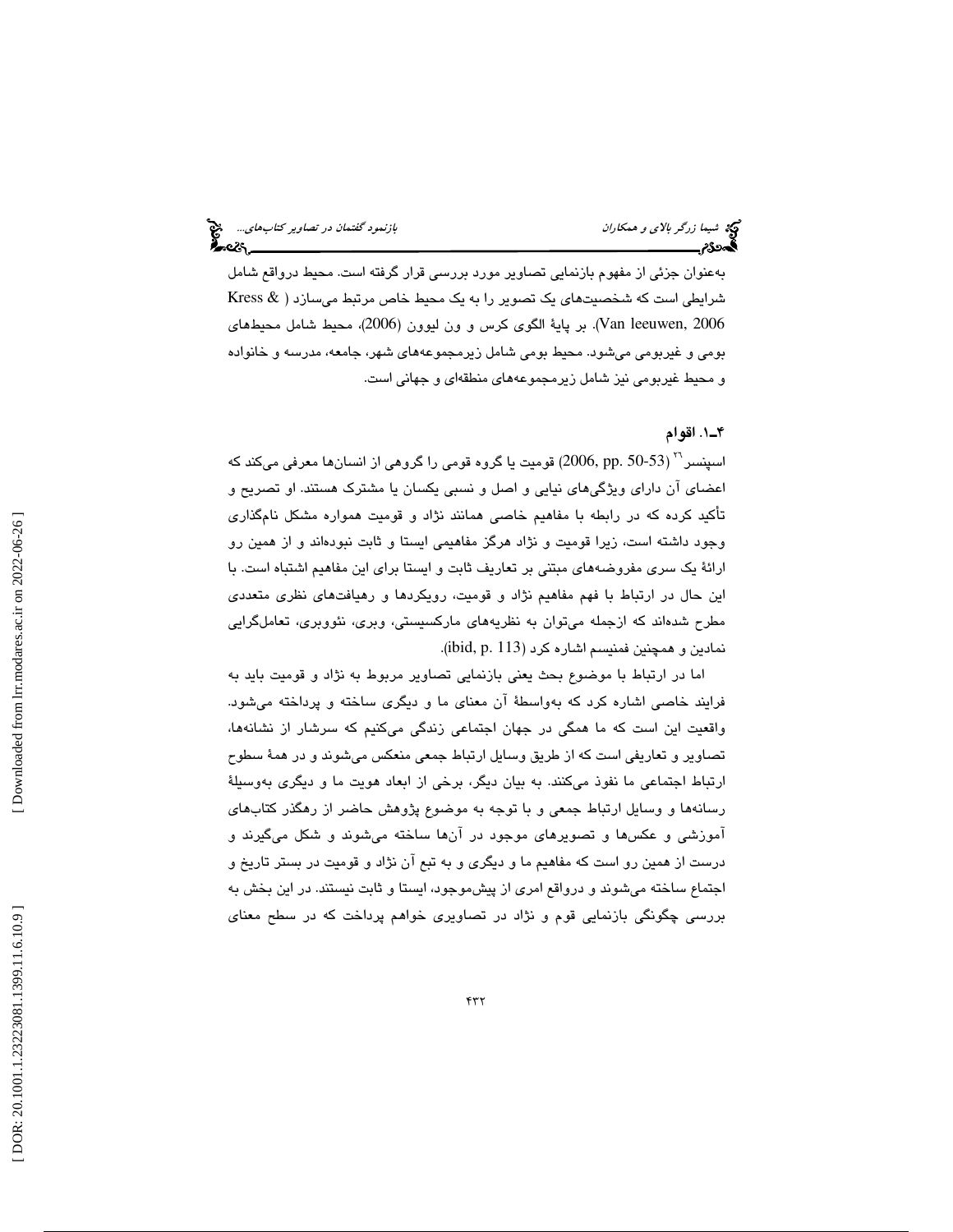به‌عنوان جزئی از مفهوم بازنمایی تصاویر مورد بررسی قرار گرفته است. محیط درواقع شامل شرایطی است که شخصیت‌های یک تصویر را به یک محیط خاص مرتبط می‌سازد ( Kress & Van leeuwen, 2006). بر پایهٔ الگوی کرس و ون لیوون (2006)، محیط شامل محیط‌های بومی و غیربومی می‌شود. محیط بومی شامل زیرمجموعه‌های شهر، جامعه، مدرسه و خانواده و محیط غیربومی نیز شامل زیرمجموعه‌های منطقه‌ای و جهانی است.

### ۴ـ۱. اقوام

اسپنسر[۲۱] (2006, pp. 50-53) قومیت یا گروه قومی را گروهی از انسان‌ها معرفی می‌کند که اعضای آن دارای ویژگی‌های نیایی و اصل و نسبی یکسان یا مشترک هستند. او تصریح و تأکید کرده که در رابطه با مفاهیم خاصی همانند نژاد و قومیت همواره مشکل نام‌گذاری وجود داشته است، زیرا قومیت و نژاد هرگز مفاهیمی ایستا و ثابت نبوده‌اند و از همین رو ارائهٔ یک سری مفروضه‌های مبتنی بر تعاریف ثابت و ایستا برای این مفاهیم اشتباه است. با این حال در ارتباط با فهم مفاهیم نژاد و قومیت، رویکردها و رهیافت‌های نظری متعددی مطرح شده‌اند که ازجمله می‌توان به نظریه‌های مارکسیستی، وبری، نئووبری، تعامل‌گرایی نمادین و همچنین فمنیسم اشاره کرد (ibid, p. 113).

اما در ارتباط با موضوع بحث یعنی بازنمایی تصاویر مربوط به نژاد و قومیت باید به فرایند خاصی اشاره کرد که به‌واسطهٔ آن معنای ما و دیگری ساخته و پرداخته می‌شود. واقعیت این است که ما همگی در جهان اجتماعی زندگی می‌کنیم که سرشار از نشانه‌ها، تصاویر و تعاریفی است که از طریق وسایل ارتباط جمعی منعکس می‌شوند و در همهٔ سطوح ارتباط اجتماعی ما نفوذ می‌کنند. به بیان دیگر، برخی از ابعاد هویت ما و دیگری به‌وسیلهٔ رسانه‌ها و وسایل ارتباط جمعی و با توجه به موضوع پژوهش حاضر از رهگذر کتاب‌های آموزشی و عکس‌ها و تصویرهای موجود در آن‌ها ساخته می‌شوند و شکل می‌گیرند و درست از همین رو است که مفاهیم ما و دیگری و به تبع آن نژاد و قومیت در بستر تاریخ و اجتماع ساخته می‌شوند و درواقع امری از پیش‌موجود، ایستا و ثابت نیستند. در این بخش به بررسی چگونگی بازنمایی قوم و نژاد در تصاویری خواهم پرداخت که در سطح معنای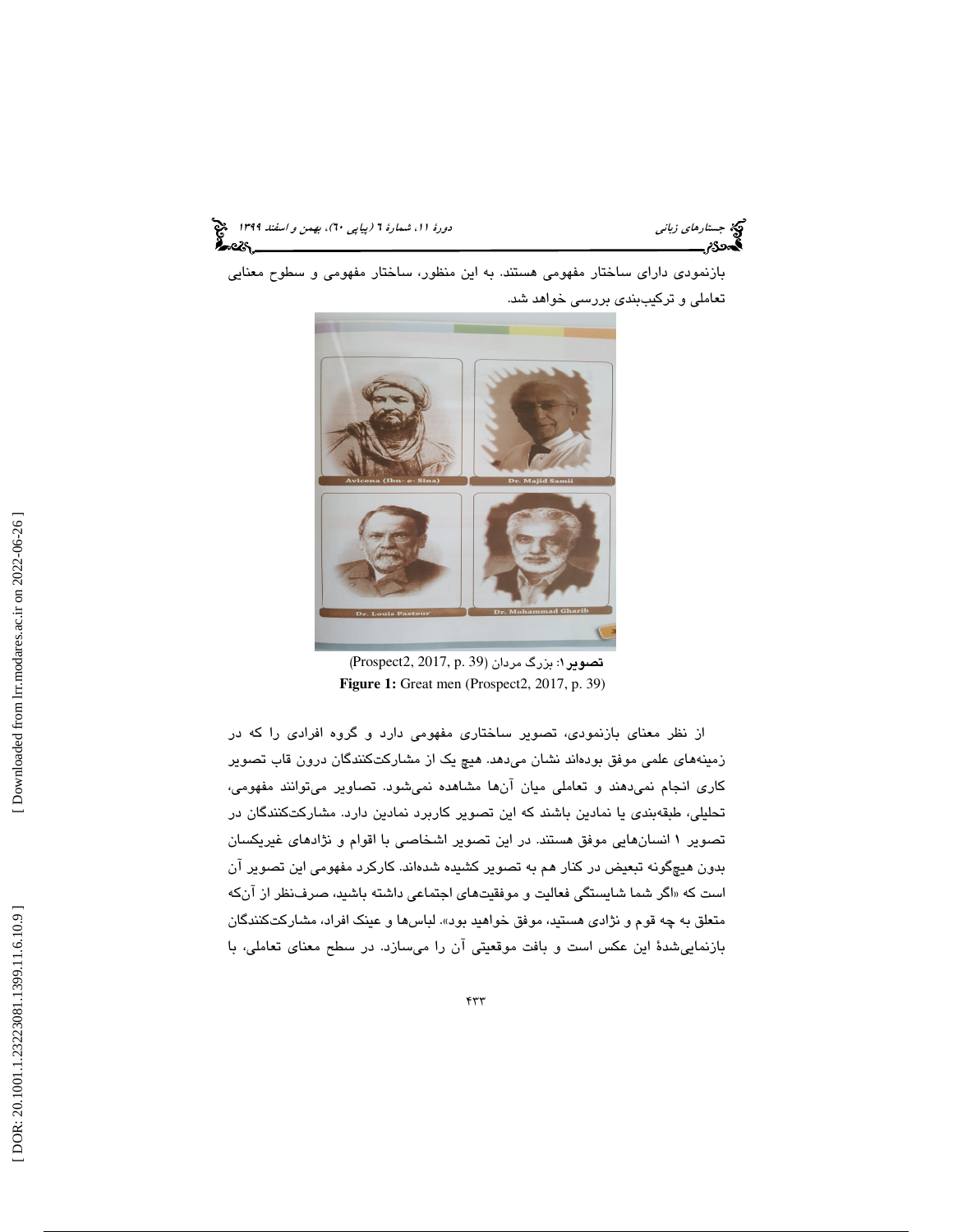بازنمودی دارای ساختار مفهومی هستند. به این منظور، ساختار مفهومی و سطوح معنایی تعاملی و ترکیب‌بندی بررسی خواهد شد.

**تصویر ۱**: بزرگ مردان (Prospect2, 2017, p. 39)

**Figure 1:** Great men (Prospect2, 2017, p. 39)

از نظر معنای بازنمودی، تصویر ساختاری مفهومی دارد و گروه افرادی را که در زمینه‌های علمی موفق بوده‌اند نشان می‌دهد. هیچ یک از مشارکت‌کنندگان درون قاب تصویر کاری انجام نمی‌دهند و تعاملی میان آن‌ها مشاهده نمی‌شود. تصاویر می‌توانند مفهومی، تحلیلی، طبقه‌بندی یا نمادین باشند که این تصویر کاربرد نمادین دارد. مشارکت‌کنندگان در تصویر ۱ انسان‌هایی موفق هستند. در این تصویر اشخاصی با اقوام و نژادهای غیریکسان بدون هیچ‌گونه تبعیض در کنار هم به تصویر کشیده شده‌اند. کارکرد مفهومی این تصویر آن است که «اگر شما شایستگی فعالیت و موفقیت‌های اجتماعی داشته باشید، صرف‌نظر از آن‌که متعلق به چه قوم و نژادی هستید، موفق خواهید بود». لباس‌ها و عینک افراد، مشارکت‌کنندگان بازنمایی‌شدهٔ این عکس است و بافت موقعیتی آن را می‌سازد. در سطح معنای تعاملی، با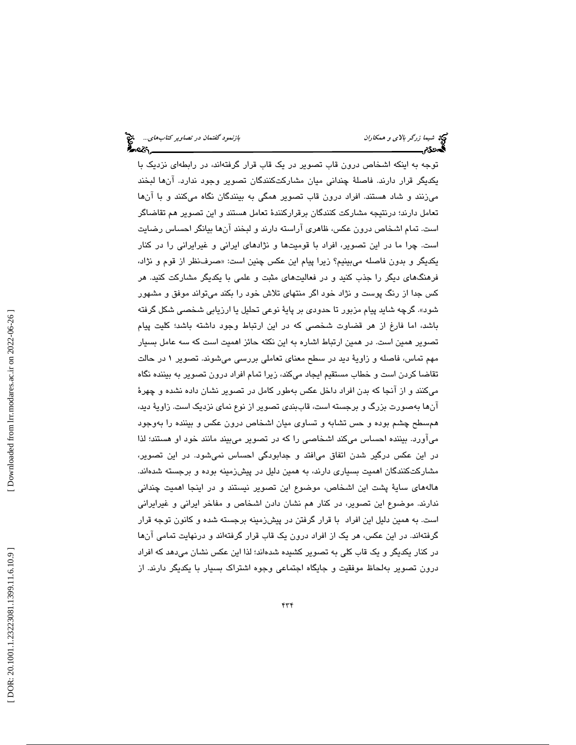توجه به اینکه اشخاص درون قاب تصویر در یک قاب قرار گرفته‌اند، در رابطه‌ای نزدیک با یکدیگر قرار دارند. فاصلهٔ چندانی میان مشارکت‌کنندگان تصویر وجود ندارد. آن‌ها لبخند می‌زنند و شاد هستند. افراد درون قاب تصویر همگی به بینندگان نگاه می‌کنند و با آن‌ها تعامل دارند؛ درنتیجه مشارکت کنندگان برقرارکنندهٔ تعامل هستند و این تصویر هم تقاضاگر است. تمام اشخاص درون عکس، ظاهری آراسته دارند و لبخند آن‌ها بیانگر احساس رضایت است. چرا ما در این تصویر، افراد با قومیت‌ها و نژادهای ایرانی و غیرایرانی را در کنار یکدیگر و بدون فاصله می‌بینیم؟ زیرا پیام این عکس چنین است: «صرف‌نظر از قوم و نژاد، فرهنگ‌های دیگر را جذب کنید و در فعالیت‌های مثبت و علمی با یکدیگر مشارکت کنید. هر کس جدا از رنگ پوست و نژاد خود اگر منتهای تلاش خود را بکند می‌تواند موفق و مشهور شود». گرچه شاید پیام مزبور تا حدودی بر پایهٔ نوعی تحلیل یا ارزیابی شخصی شکل گرفته باشد، اما فارغ از هر قضاوت شخصی که در این ارتباط وجود داشته باشد؛ کلیت پیام تصویر همین است. در همین ارتباط اشاره به این نکته حائز اهمیت است که سه عامل بسیار مهم تماس، فاصله و زاویهٔ دید در سطح معنای تعاملی بررسی می‌شوند. تصویر ۱ در حالت تقاضا کردن است و خطاب مستقیم ایجاد می‌کند، زیرا تمام افراد درون تصویر به بیننده نگاه می‌کنند و از آنجا که بدن افراد داخل عکس به‌طور کامل در تصویر نشان داده نشده و چهرهٔ آن‌ها به‌صورت بزرگ و برجسته است، قاب‌بندی تصویر از نوع نمای نزدیک است. زاویهٔ دید، هم‌سطح چشم بوده و حس تشابه و تساوی میان اشخاص درون عکس و بیننده را به‌وجود می‌آورد. بیننده احساس می‌کند اشخاصی را که در تصویر می‌بیند مانند خود او هستند؛ لذا در این عکس درگیر شدن اتفاق می‌افتد و جدابودگی احساس نمی‌شود. در این تصویر، مشارکت‌کنندگان اهمیت بسیاری دارند، به همین دلیل در پیش‌زمینه بوده و برجسته شده‌اند. هاله‌های سایهٔ پشت این اشخاص، موضوع این تصویر نیستند و در اینجا اهمیت چندانی ندارند. موضوع این تصویر، در کنار هم نشان دادن اشخاص و مفاخر ایرانی و غیرایرانی است. به همین دلیل این افراد  با قرار گرفتن در پیش‌زمینه برجسته شده و کانون توجه قرار گرفته‌اند. در این عکس، هر یک از افراد درون یک قاب قرار گرفته‌اند و درنهایت تمامی آن‌ها در کنار یکدیگر و یک قاب کلی به تصویر کشیده شده‌اند؛ لذا این عکس نشان می‌دهد که افراد درون تصویر به‌لحاظ موفقیت و جایگاه اجتماعی وجوه اشتراک بسیار با یکدیگر دارند. از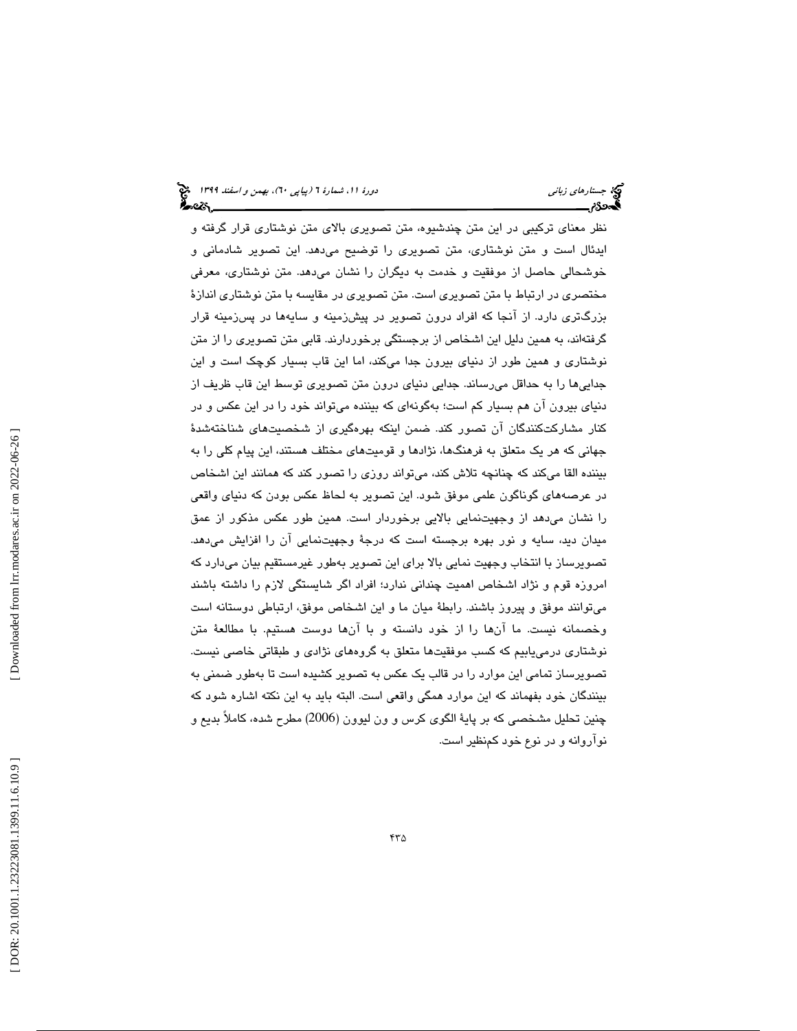نظر معنای ترکیبی در این متن چندشیوه، متن تصویری بالای متن نوشتاری قرار گرفته و ایدئال است و متن نوشتاری، متن تصویری را توضیح می‌دهد. این تصویر شادمانی و خوشحالی حاصل از موفقیت و خدمت به دیگران را نشان می‌دهد. متن نوشتاری، معرفی مختصری در ارتباط با متن تصویری است. متن تصویری در مقایسه با متن نوشتاری اندازهٔ بزرگ‌تری دارد. از آنجا که افراد درون تصویر در پیش‌زمینه و سایه‌ها در پس‌زمینه قرار گرفته‌اند، به همین دلیل این اشخاص از برجستگی برخوردارند. قابی متن تصویری را از متن نوشتاری و همین طور از دنیای بیرون جدا می‌کند، اما این قاب بسیار کوچک است و این جدایی‌ها را به حداقل می‌رساند. جدایی دنیای درون متن تصویری توسط این قاب ظریف از دنیای بیرون آن هم بسیار کم است؛ به‌گونه‌ای که بیننده می‌تواند خود را در این عکس و در کنار مشارکت‌کنندگان آن تصور کند. ضمن اینکه بهره‌گیری از شخصیت‌های شناخته‌شدهٔ جهانی که هر یک متعلق به فرهنگ‌ها، نژادها و قومیت‌های مختلف هستند، این پیام کلی را به بیننده القا می‌کند که چنانچه تلاش کند، می‌تواند روزی را تصور کند که همانند این اشخاص در عرصه‌های گوناگون علمی موفق شود. این تصویر به لحاظ عکس بودن که دنیای واقعی را نشان می‌دهد از وجهیت‌نمایی بالایی برخوردار است. همین طور عکس مذکور از عمق میدان دید، سایه و نور بهره برجسته است که درجهٔ وجهیت‌نمایی آن را افزایش می‌دهد. تصویرساز با انتخاب وجهیت نمایی بالا برای این تصویر به‌طور غیرمستقیم بیان می‌دارد که امروزه قوم و نژاد اشخاص اهمیت چندانی ندارد؛ افراد اگر شایستگی لازم را داشته باشند می‌توانند موفق و پیروز باشند. رابطهٔ میان ما و این اشخاص موفق، ارتباطی دوستانه است وخصمانه نیست. ما آن‌ها را از خود دانسته و با آن‌ها دوست هستیم. با مطالعهٔ متن نوشتاری درمی‌یابیم که کسب موفقیت‌ها متعلق به گروه‌های نژادی و طبقاتی خاصی نیست. تصویرساز تمامی این موارد را در قالب یک عکس به تصویر کشیده است تا به‌طور ضمنی به بینندگان خود بفهماند که این موارد همگی واقعی است. البته باید به این نکته اشاره شود که چنین تحلیل مشخصی که بر پایهٔ الگوی کرس و ون لیوون (2006) مطرح شده، کاملاً بدیع و نوآورانه و در نوع خود کم‌نظیر است.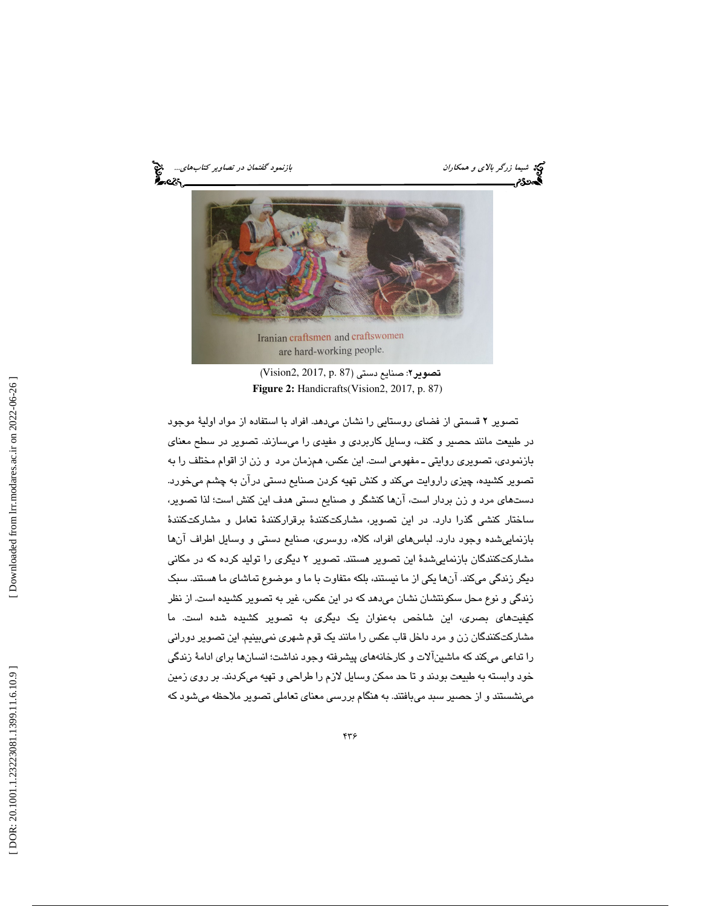Iranian craftsmen and craftswomen are hard-working people.

**تصویر۲**: صنایع دستی (Vision2, 2017, p. 87)

**Figure 2:** Handicrafts(Vision2, 2017, p. 87)

تصویر ۲ قسمتی از فضای روستایی را نشان می‌دهد. افراد با استفاده از مواد اولیهٔ موجود در طبیعت مانند حصیر و کنف، وسایل کاربردی و مفیدی را می‌سازند. تصویر در سطح معنای بازنمودی، تصویری روایتی ـ مفهومی است. این عکس، هم‌زمان مرد و زن از اقوام مختلف را به تصویر کشیده، چیزی راروایت می‌کند و کنش تهیه کردن صنایع دستی درآن به چشم می‌خورد. دست‌های مرد و زن بردار است، آن‌ها کنشگر و صنایع دستی هدف این کنش است؛ لذا تصویر، ساختار کنشی گذرا دارد. در این تصویر، مشارکت‌کنندهٔ برقرارکنندهٔ تعامل و مشارکت‌کنندهٔ بازنمایی‌شده وجود دارد. لباس‌های افراد، کلاه، روسری، صنایع دستی و وسایل اطراف آن‌ها مشارکت‌کنندگان بازنمایی‌شدهٔ این تصویر هستند. تصویر ۲ دیگری را تولید کرده که در مکانی دیگر زندگی می‌کند. آن‌ها یکی از ما نیستند، بلکه متفاوت با ما و موضوع تماشای ما هستند. سبک زندگی و نوع محل سکونتشان نشان می‌دهد که در این عکس، غیر به تصویر کشیده است. از نظر کیفیت‌های بصری، این شاخص به‌عنوان یک دیگری به تصویر کشیده شده است. ما مشارکت‌کنندگان زن و مرد داخل قاب عکس را مانند یک قوم شهری نمی‌بینیم. این تصویر دورانی را تداعی می‌کند که ماشین‌آلات و کارخانه‌های پیشرفته وجود نداشت؛ انسان‌ها برای ادامهٔ زندگی خود وابسته به طبیعت بودند و تا حد ممکن وسایل لازم را طراحی و تهیه می‌کردند. بر روی زمین می‌نشستند و از حصیر سبد می‌بافتند. به هنگام بررسی معنای تعاملی تصویر ملاحظه می‌شود که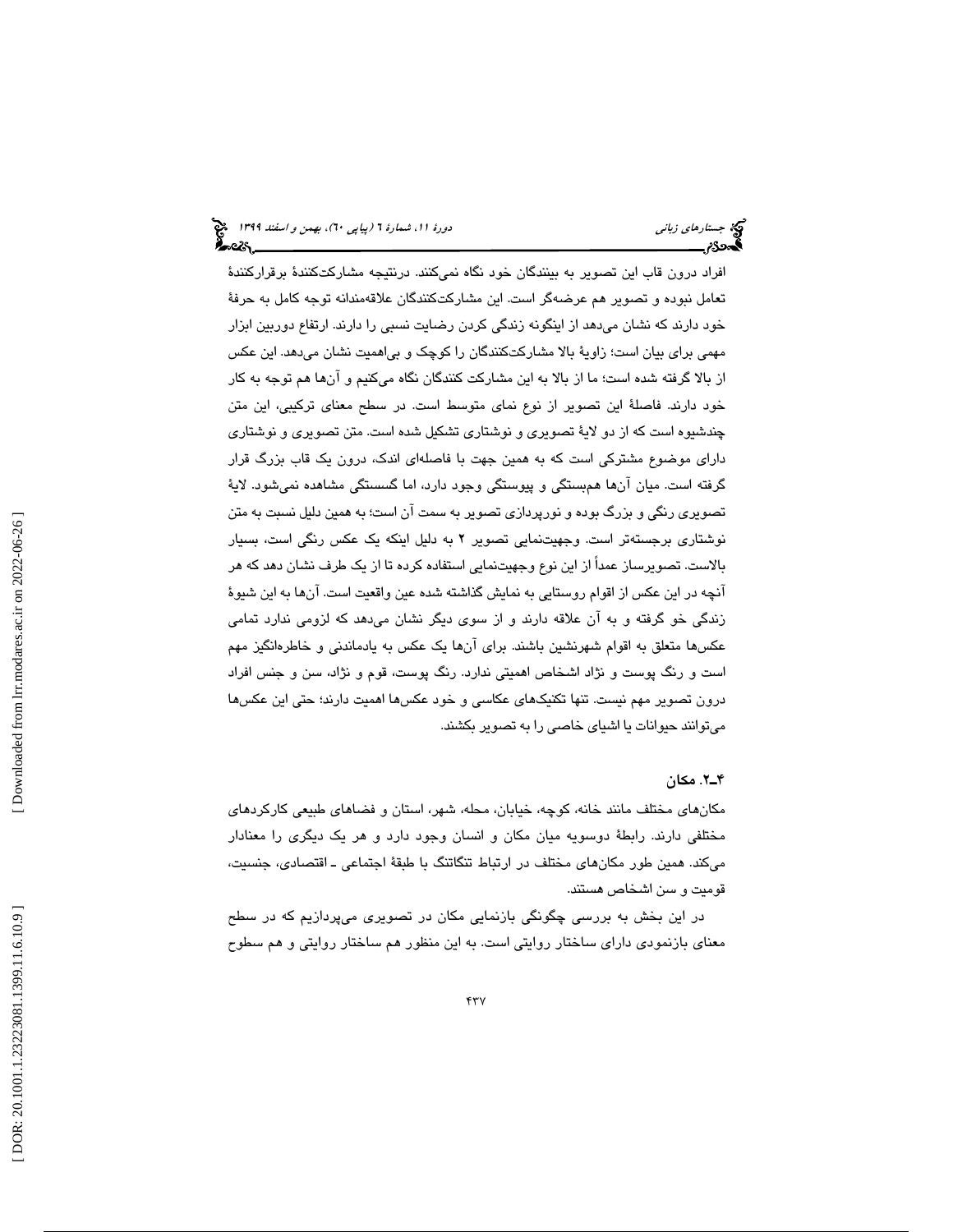افراد درون قاب این تصویر به بینندگان خود نگاه نمی‌کنند. درنتیجه مشارکت‌کنندهٔ برقرارکنندهٔ تعامل نبوده و تصویر هم عرضه‌گر است. این مشارکت‌کنندگان علاقه‌مندانه توجه کامل به حرفهٔ خود دارند که نشان می‌دهد از اینگونه زندگی کردن رضایت نسبی را دارند. ارتفاع دوربین ابزار مهمی برای بیان است؛ زاویهٔ بالا مشارکت‌کنندگان را کوچک و بی‌اهمیت نشان می‌دهد. این عکس از بالا گرفته شده است؛ ما از بالا به این مشارکت کنندگان نگاه می‌کنیم و آن‌ها هم توجه به کار خود دارند. فاصلهٔ این تصویر از نوع نمای متوسط است. در سطح معنای ترکیبی، این متن چندشیوه است که از دو لایهٔ تصویری و نوشتاری تشکیل شده است. متن تصویری و نوشتاری دارای موضوع مشترکی است که به همین جهت با فاصله‌ای اندک، درون یک قاب بزرگ قرار گرفته است. میان آن‌ها هم‌بستگی و پیوستگی وجود دارد، اما گسستگی مشاهده نمی‌شود. لایهٔ تصویری رنگی و بزرگ بوده و نورپردازی تصویر به سمت آن است؛ به همین دلیل نسبت به متن نوشتاری برجسته‌تر است. وجهیت‌نمایی تصویر ۲ به دلیل اینکه یک عکس رنگی است، بسیار بالاست. تصویرساز عمداً از این نوع وجهیت‌نمایی استفاده کرده تا از یک طرف نشان دهد که هر آنچه در این عکس از اقوام روستایی به نمایش گذاشته شده عین واقعیت است. آن‌ها به این شیوهٔ زندگی خو گرفته و به آن علاقه دارند و از سوی دیگر نشان می‌دهد که لزومی ندارد تمامی عکس‌ها متعلق به اقوام شهرنشین باشند. برای آن‌ها یک عکس به یادماندنی و خاطره‌انگیز مهم است و رنگ پوست و نژاد اشخاص اهمیتی ندارد. رنگ پوست، قوم و نژاد، سن و جنس افراد درون تصویر مهم نیست. تنها تکنیک‌های عکاسی و خود عکس‌ها اهمیت دارند؛ حتی این عکس‌ها می‌توانند حیوانات یا اشیای خاصی را به تصویر بکشند.

### ۴ـ۲. مکان

مکان‌های مختلف مانند خانه، کوچه، خیابان، محله، شهر، استان و فضاهای طبیعی کارکردهای مختلفی دارند. رابطهٔ دوسویه میان مکان و انسان وجود دارد و هر یک دیگری را معنادار می‌کند. همین طور مکان‌های مختلف در ارتباط تنگاتنگ با طبقهٔ اجتماعی ـ اقتصادی، جنسیت، قومیت و سن اشخاص هستند.

در این بخش به بررسی چگونگی بازنمایی مکان در تصویری می‌پردازیم که در سطح معنای بازنمودی دارای ساختار روایتی است. به این منظور هم ساختار روایتی و هم سطوح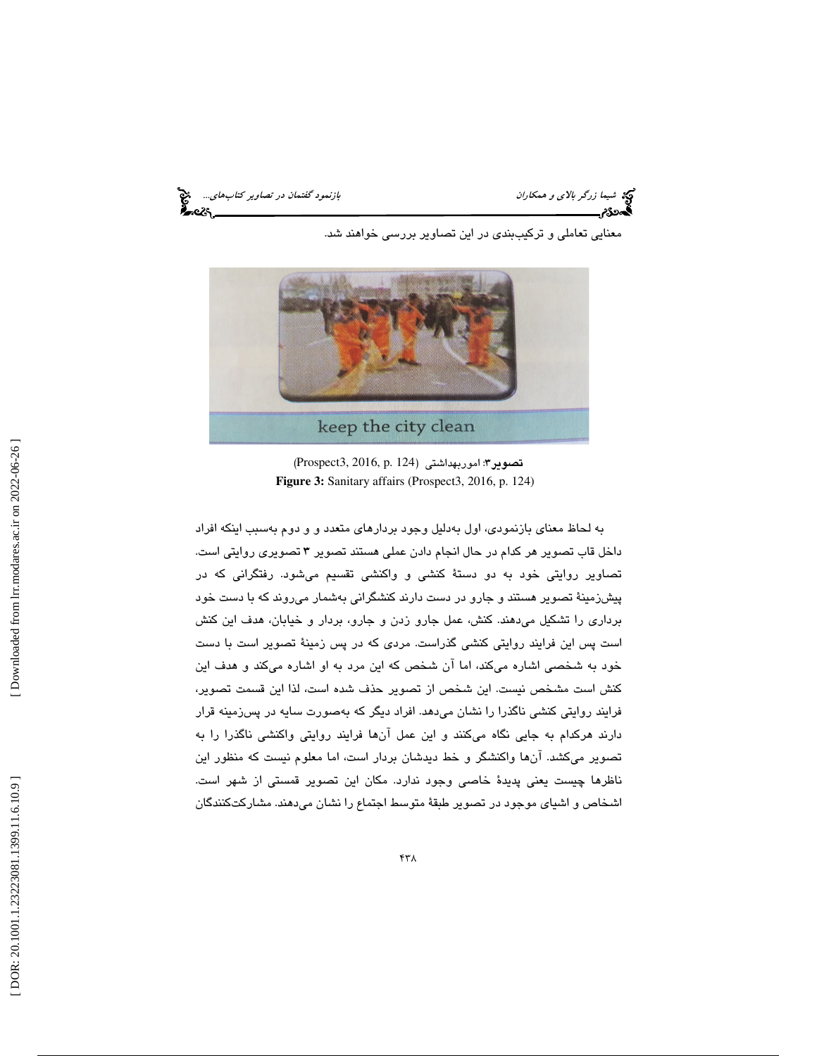معنایی تعاملی و ترکیب‌بندی در این تصاویر بررسی خواهند شد.

**تصویر۳**: اموربهداشتی (Prospect3, 2016, p. 124)

**Figure 3:** Sanitary affairs (Prospect3, 2016, p. 124)

به لحاظ معنای بازنمودی، اول به‌دلیل وجود بردارهای متعدد و و دوم به‌سبب اینکه افراد داخل قاب تصویر هر کدام در حال انجام دادن عملی هستند تصویر ۳ تصویری روایتی است. تصاویر روایتی خود به دو دستهٔ کنشی و واکنشی تقسیم می‌شود. رفتگرانی که در پیش‌زمینهٔ تصویر هستند و جارو در دست دارند کنشگرانی به‌شمار می‌روند که با دست خود برداری را تشکیل می‌دهند. کنش، عمل جارو زدن و جارو، بردار و خیابان، هدف این کنش است پس این فرایند روایتی کنشی گذراست. مردی که در پس زمینهٔ تصویر است با دست خود به شخصی اشاره می‌کند، اما آن شخص که این مرد به او اشاره می‌کند و هدف این کنش است مشخص نیست. این شخص از تصویر حذف شده است، لذا این قسمت تصویر، فرایند روایتی کنشی ناگذرا را نشان می‌دهد. افراد دیگر که به‌صورت سایه در پس‌زمینه قرار دارند هرکدام به جایی نگاه می‌کنند و این عمل آن‌ها فرایند روایتی واکنشی ناگذرا را به تصویر می‌کشد. آن‌ها واکنشگر و خط دیدشان بردار است، اما معلوم نیست که منظور این ناظرها چیست یعنی پدیدهٔ خاصی وجود ندارد. مکان این تصویر قسمتی از شهر است. اشخاص و اشیای موجود در تصویر طبقهٔ متوسط اجتماع را نشان می‌دهند. مشارکت‌کنندگان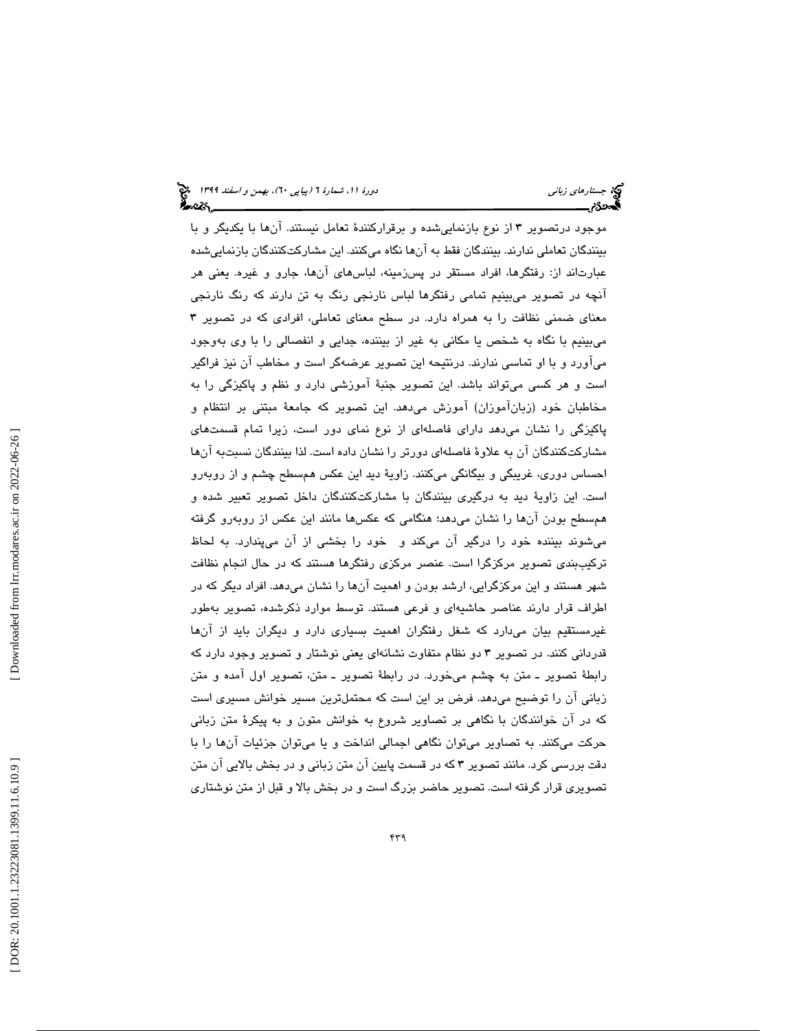موجود درتصویر ۳ از نوع بازنمایی‌شده و برقرارکنندۀ تعامل نیستند. آن‌ها با یکدیگر و با بینندگان تعاملی ندارند. بینندگان فقط به آن‌ها نگاه می‌کنند. این مشارکت‌کنندگان بازنمایی‌شده عبارت‌اند از: رفتگرها، افراد مستقر در پس‌زمینه، لباس‌های آن‌ها، جارو و غیره. یعنی هر آنچه در تصویر می‌بینیم تمامی رفتگرها لباس نارنجی رنگ به تن دارند که رنگ نارنجی معنای ضمنی نظافت را به همراه دارد. در سطح معنای تعاملی، افرادی که در تصویر ۳ می‌بینیم با نگاه به شخص یا مکانی به غیر از بیننده، جدایی و انفصالی را با وی به‌وجود می‌آورد و با او تماسی ندارند. درنتیجه این تصویر عرضه‌گر است و مخاطب آن نیز فراگیر است و هر کسی می‌تواند باشد. این تصویر جنبۀ آموزشی دارد و نظم و پاکیزگی را به مخاطبان خود (زبان‌آموزان) آموزش می‌دهد. این تصویر که جامعۀ مبتنی بر انتظام و پاکیزگی را نشان می‌دهد دارای فاصله‌ای از نوع نمای دور است، زیرا تمام قسمت‌های مشارکت‌کنندگان آن به علاوۀ فاصله‌ای دورتر را نشان داده است. لذا بینندگان نسبت‌به آن‌ها احساس دوری، غریبگی و بیگانگی می‌کنند. زاویۀ دید این عکس هم‌سطح چشم و از روبه‌رو است. این زاویۀ دید به درگیری بینندگان با مشارکت‌کنندگان داخل تصویر تعبیر شده و هم‌سطح بودن آن‌ها را نشان می‌دهد؛ هنگامی که عکس‌ها مانند این عکس از روبه‌رو گرفته می‌شوند بیننده خود را درگیر آن می‌کند و خود را بخشی از آن می‌پندارد. به لحاظ ترکیب‌بندی تصویر مرکزگرا است. عنصر مرکزی رفتگرها هستند که در حال انجام نظافت شهر هستند و این مرکزگرایی، ارشد بودن و اهمیت آن‌ها را نشان می‌دهد. افراد دیگر که در اطراف قرار دارند عناصر حاشیه‌ای و فرعی هستند. توسط موارد ذکرشده، تصویر به‌طور غیرمستقیم بیان می‌دارد که شغل رفتگران اهمیت بسیاری دارد و دیگران باید از آن‌ها قدردانی کنند. در تصویر ۳ دو نظام متفاوت نشانه‌ای یعنی نوشتار و تصویر وجود دارد که رابطۀ تصویر ـ متن به چشم می‌خورد. در رابطۀ تصویر ـ متن، تصویر اول آمده و متن زبانی آن را توضیح می‌دهد. فرض بر این است که محتمل‌ترین مسیر خوانش مسیری است که در آن خوانندگان با نگاهی بر تصاویر شروع به خوانش متون و به پیکرۀ متن زبانی حرکت می‌کنند. به تصاویر می‌توان نگاهی اجمالی انداخت و یا می‌توان جزئیات آن‌ها را با دقت بررسی کرد. مانند تصویر ۳ که در قسمت پایین آن متن زبانی و در بخش بالایی آن متن تصویری قرار گرفته است. تصویر حاضر بزرگ است و در بخش بالا و قبل از متن نوشتاری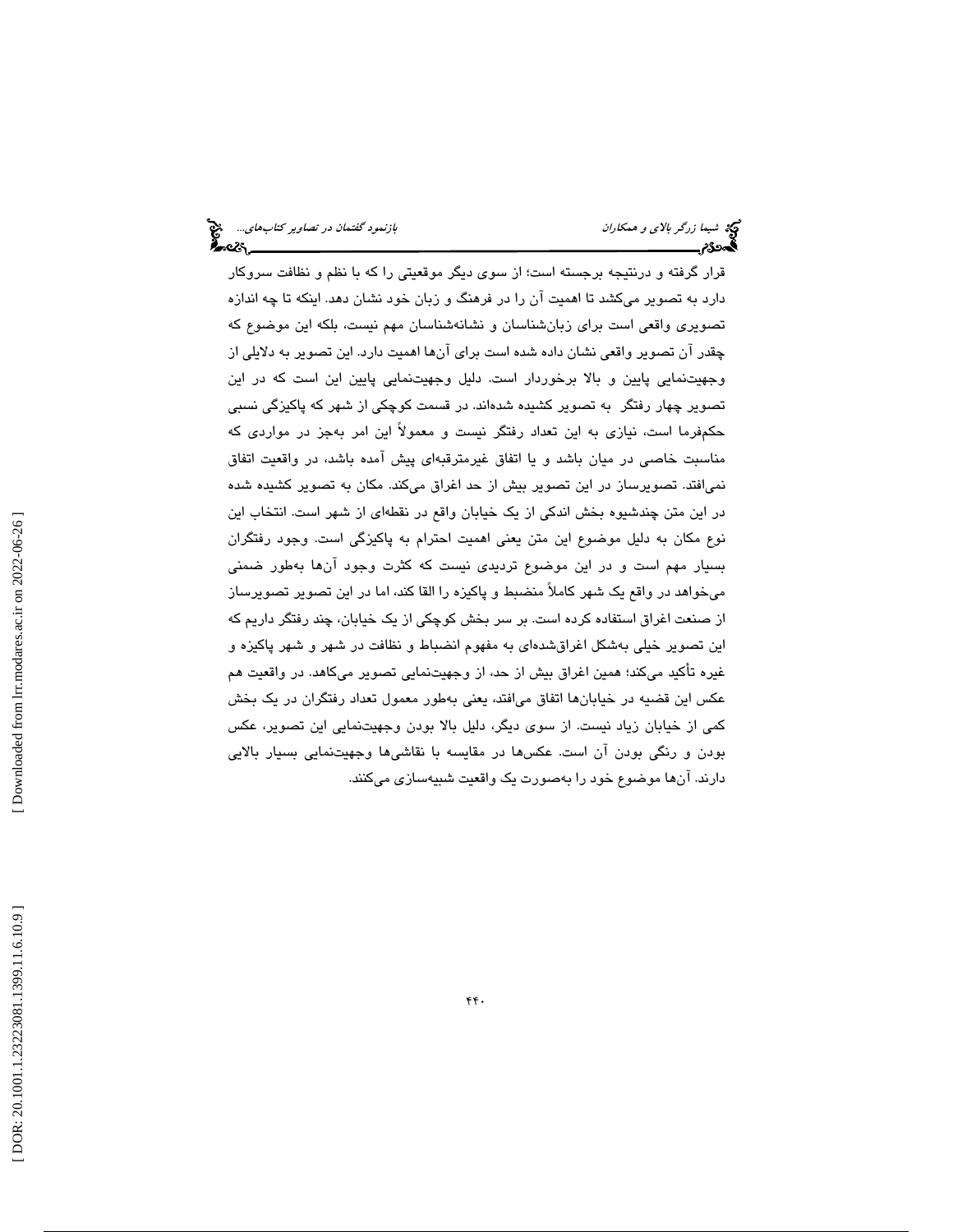قرار گرفته و درنتیجه برجسته است؛ از سوی دیگر موقعیتی را که با نظم و نظافت سروکار دارد به تصویر می‌کشد تا اهمیت آن را در فرهنگ و زبان خود نشان دهد. اینکه تا چه اندازه تصویری واقعی است برای زبان‌شناسان و نشانه‌شناسان مهم نیست، بلکه این موضوع که چقدر آن تصویر واقعی نشان داده شده است برای آن‌ها اهمیت دارد. این تصویر به دلایلی از وجهیت‌نمایی پایین و بالا برخوردار است. دلیل وجهیت‌نمایی پایین این است که در این تصویر چهار رفتگر به تصویر کشیده شده‌اند. در قسمت کوچکی از شهر که پاکیزگی نسبی حکم‌فرما است، نیازی به این تعداد رفتگر نیست و معمولاً این امر به‌جز در مواردی که مناسبت خاصی در میان باشد و یا اتفاق غیرمترقبه‌ای پیش آمده باشد، در واقعیت اتفاق نمی‌افتد. تصویرساز در این تصویر بیش از حد اغراق می‌کند. مکان به تصویر کشیده شده در این متن چندشیوه بخش اندکی از یک خیابان واقع در نقطه‌ای از شهر است. انتخاب این نوع مکان به دلیل موضوع این متن یعنی اهمیت احترام به پاکیزگی است. وجود رفتگران بسیار مهم است و در این موضوع تردیدی نیست که کثرت وجود آن‌ها به‌طور ضمنی می‌خواهد در واقع یک شهر کاملاً منضبط و پاکیزه را القا کند، اما در این تصویر تصویرساز از صنعت اغراق استفاده کرده است. بر سر بخش کوچکی از یک خیابان، چند رفتگر داریم که این تصویر خیلی به‌شکل اغراق‌شده‌ای به مفهوم انضباط و نظافت در شهر و شهر پاکیزه و غیره تأکید می‌کند؛ همین اغراق بیش از حد، از وجهیت‌نمایی تصویر می‌کاهد. در واقعیت هم عکس این قضیه در خیابان‌ها اتفاق می‌افتد، یعنی به‌طور معمول تعداد رفتگران در یک بخش کمی از خیابان زیاد نیست. از سوی دیگر، دلیل بالا بودن وجهیت‌نمایی این تصویر، عکس بودن و رنگی بودن آن است. عکس‌ها در مقایسه با نقاشی‌ها وجهیت‌نمایی بسیار بالایی دارند. آن‌ها موضوع خود را به‌صورت یک واقعیت شبیه‌سازی می‌کنند.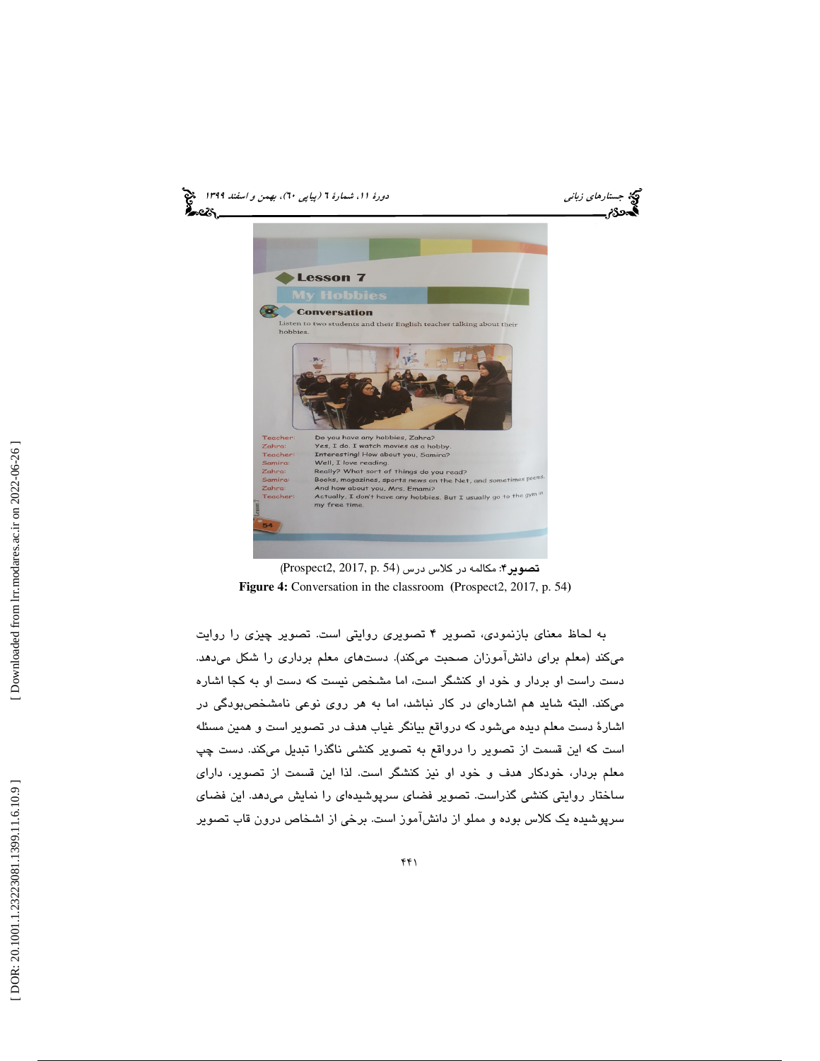تصویر۴: مکالمه در کلاس درس (Prospect2, 2017, p. 54)

**Figure 4:** Conversation in the classroom (Prospect2, 2017, p. 54)

به لحاظ معنای بازنمودی، تصویر ۴ تصویری روایتی است. تصویر چیزی را روایت می‌کند (معلم برای دانش‌آموزان صحبت می‌کند). دست‌های معلم برداری را شکل می‌دهد. دست راست او بردار و خود او کنشگر است، اما مشخص نیست که دست او به کجا اشاره می‌کند. البته شاید هم اشاره‌ای در کار نباشد، اما به هر روی نوعی نامشخص‌بودگی در اشارهٔ دست معلم دیده می‌شود که درواقع بیانگر غیاب هدف در تصویر است و همین مسئله است که این قسمت از تصویر را درواقع به تصویر کنشی ناگذرا تبدیل می‌کند. دست چپ معلم بردار، خودکار هدف و خود او نیز کنشگر است. لذا این قسمت از تصویر، دارای ساختار روایتی کنشی گذراست. تصویر فضای سرپوشیده‌ای را نمایش می‌دهد. این فضای سرپوشیده یک کلاس بوده و مملو از دانش‌آموز است. برخی از اشخاص درون قاب تصویر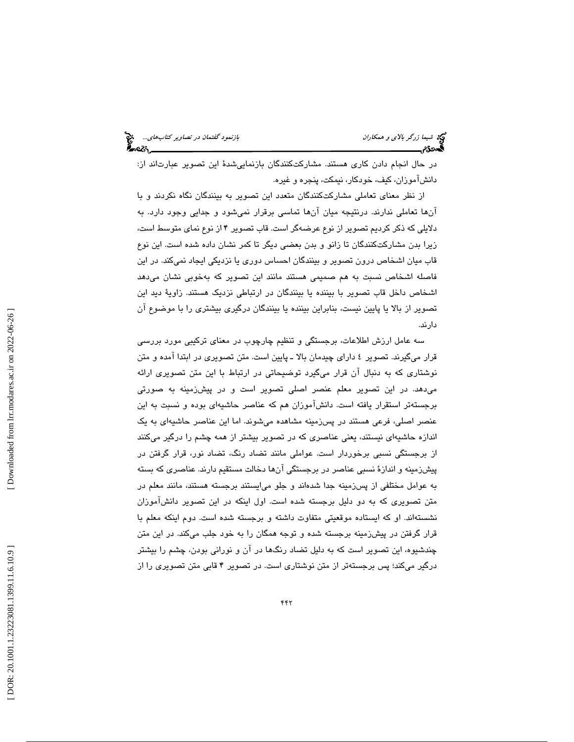در حال انجام دادن کاری هستند. مشارکت‌کنندگان بازنمایی‌شدۀ این تصویر عبارت‌اند از: دانش‌آموزان، کیف، خودکار، نیمکت، پنجره و غیره.

از نظر معنای تعاملی مشارکت‌کنندگان متعدد این تصویر به بینندگان نگاه نکردند و با آن‌ها تعاملی ندارند. درنتیجه میان آن‌ها تماسی برقرار نمی‌شود و جدایی وجود دارد. به دلایلی که ذکر کردیم تصویر از نوع عرضه‌گر است. قاب تصویر ۴ از نوع نمای متوسط است، زیرا بدن مشارکت‌کنندگان تا زانو و بدن بعضی دیگر تا کمر نشان داده شده است. این نوع قاب میان اشخاص درون تصویر و بینندگان احساس دوری یا نزدیکی ایجاد نمی‌کند. در این فاصله اشخاص نسبت به هم صمیمی هستند مانند این تصویر که به‌خوبی نشان می‌دهد اشخاص داخل قاب تصویر با بیننده یا بینندگان در ارتباطی نزدیک هستند. زاویۀ دید این تصویر از بالا یا پایین نیست، بنابراین بیننده یا بینندگان درگیری بیشتری را با موضوع آن دارند.

سه عامل ارزش اطلاعات، برجستگی و تنظیم چارچوب در معنای ترکیبی مورد بررسی قرار می‌گیرند. تصویر ٤ دارای چیدمان بالا ـ پایین است. متن تصویری در ابتدا آمده و متن نوشتاری که به دنبال آن قرار می‌گیرد توضیحاتی در ارتباط با این متن تصویری ارائه می‌دهد. در این تصویر معلم عنصر اصلی تصویر است و در پیش‌زمینه به صورتی برجسته‌تر استقرار یافته است. دانش‌آموزان هم که عناصر حاشیه‌ای بوده و نسبت به این عنصر اصلی، فرعی هستند در پس‌زمینه مشاهده می‌شوند. اما این عناصر حاشیه‌ای به یک اندازه حاشیه‌ای نیستند، یعنی عناصری که در تصویر بیشتر از همه چشم را درگیر می‌کنند از برجستگی نسبی برخوردار است. عواملی مانند تضاد رنگ، تضاد نور، قرار گرفتن در پیش‌زمینه و اندازۀ نسبی عناصر در برجستگی آن‌ها دخالت مستقیم دارند. عناصری که بسته به عوامل مختلفی از پس‌زمینه جدا شده‌اند و جلو می‌ایستند برجسته هستند، مانند معلم در متن تصویری که به دو دلیل برجسته شده است. اول اینکه در این تصویر دانش‌آموزان نشسته‌اند. او که ایستاده موقعیتی متفاوت داشته و برجسته شده است. دوم اینکه معلم با قرار گرفتن در پیش‌زمینه برجسته شده و توجه همگان را به خود جلب می‌کند. در این متن چندشیوه، این تصویر است که به دلیل تضاد رنگ‌ها در آن و نورانی بودن، چشم را بیشتر درگیر می‌کند؛ پس برجسته‌تر از متن نوشتاری است. در تصویر ۴ قابی متن تصویری را از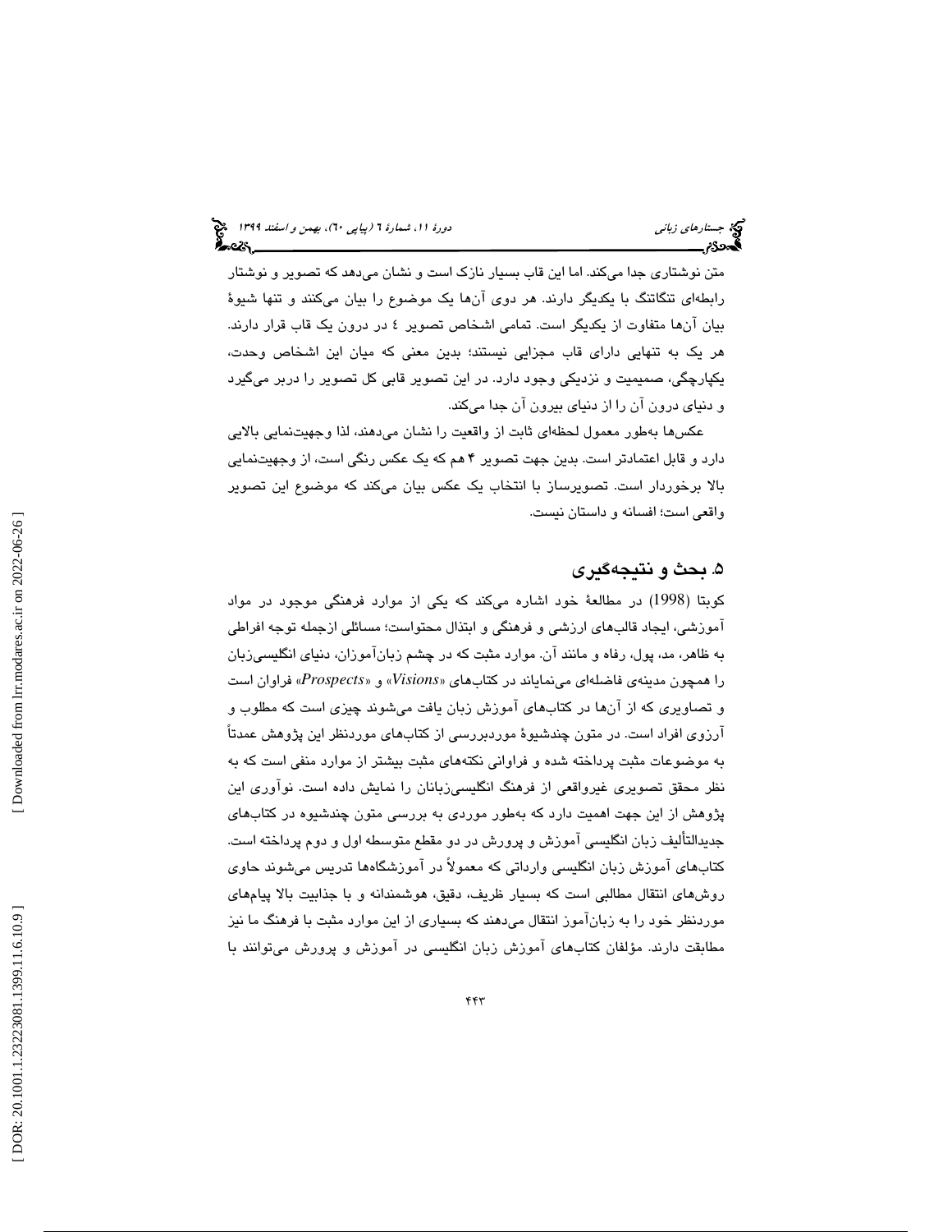متن نوشتاری جدا می‌کند. اما این قاب بسیار نازک است و نشان می‌دهد که تصویر و نوشتار رابطه‌ای تنگاتنگ با یکدیگر دارند. هر دوی آن‌ها یک موضوع را بیان می‌کنند و تنها شیوهٔ بیان آن‌ها متفاوت از یکدیگر است. تمامی اشخاص تصویر ٤ در درون یک قاب قرار دارند. هر یک به تنهایی دارای قاب مجزایی نیستند؛ بدین معنی که میان این اشخاص وحدت، یکپارچگی، صمیمیت و نزدیکی وجود دارد. در این تصویر قابی کل تصویر را دربر می‌گیرد و دنیای درون آن را از دنیای بیرون آن جدا می‌کند.

عکس‌ها به‌طور معمول لحظه‌ای ثابت از واقعیت را نشان می‌دهند، لذا وجهیت‌نمایی بالایی دارد و قابل اعتمادتر است. بدین جهت تصویر ۴ هم که یک عکس رنگی است، از وجهیت‌نمایی بالا برخوردار است. تصویرساز با انتخاب یک عکس بیان می‌کند که موضوع این تصویر واقعی است؛ افسانه و داستان نیست.

## ۵. بحث و نتیجه‌گیری

کوبتا (1998) در مطالعهٔ خود اشاره می‌کند که یکی از موارد فرهنگی موجود در مواد آموزشی، ایجاد قالب‌های ارزشی و فرهنگی و ابتذال محتواست؛ مسائلی ازجمله توجه افراطی به ظاهر، مد، پول، رفاه و مانند آن. موارد مثبت که در چشم زبان‌آموزان، دنیای انگلیسی‌زبان را همچون مدینه‌ی فاضله‌ای می‌نمایاند در کتاب‌های «*Visions*» و «*Prospects*» فراوان است و تصاویری که از آن‌ها در کتاب‌های آموزش زبان یافت می‌شوند چیزی است که مطلوب و آرزوی افراد است. در متون چندشیوهٔ موردبررسی از کتاب‌های موردنظر این پژوهش عمدتاً به موضوعات مثبت پرداخته شده و فراوانی نکته‌های مثبت بیشتر از موارد منفی است که به نظر محقق تصویری غیرواقعی از فرهنگ انگلیسی‌زبانان را نمایش داده است. نوآوری این پژوهش از این جهت اهمیت دارد که به‌طور موردی به بررسی متون چندشیوه در کتاب‌های جدیدالتألیف زبان انگلیسی آموزش و پرورش در دو مقطع متوسطه اول و دوم پرداخته است. کتاب‌های آموزش زبان انگلیسی وارداتی که معمولاً در آموزشگاه‌ها تدریس می‌شوند حاوی روش‌های انتقال مطالبی است که بسیار ظریف، دقیق، هوشمندانه و با جذابیت بالا پیام‌های موردنظر خود را به زبان‌آموز انتقال می‌دهند که بسیاری از این موارد مثبت با فرهنگ ما نیز مطابقت دارند. مؤلفان کتاب‌های آموزش زبان انگلیسی در آموزش و پرورش می‌توانند با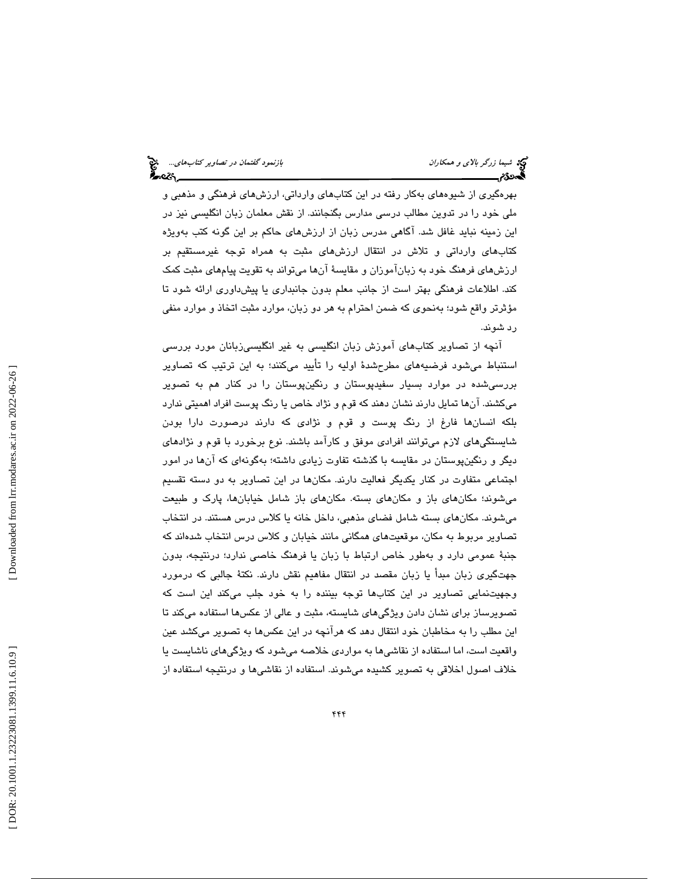بهره‌گیری از شیوه‌های به‌کار رفته در این کتاب‌های وارداتی، ارزش‌های فرهنگی و مذهبی و ملی خود را در تدوین مطالب درسی مدارس بگنجانند. از نقش معلمان زبان انگلیسی نیز در این زمینه نباید غافل شد. آگاهی مدرس زبان از ارزش‌های حاکم بر این گونه کتب به‌ویژه کتاب‌های وارداتی و تلاش در انتقال ارزش‌های مثبت به همراه توجه غیرمستقیم بر ارزش‌های فرهنگ خود به زبان‌آموزان و مقایسهٔ آن‌ها می‌تواند به تقویت پیام‌های مثبت کمک کند. اطلاعات فرهنگی بهتر است از جانب معلم بدون جانبداری یا پیش‌داوری ارائه شود تا مؤثرتر واقع شود؛ به‌نحوی که ضمن احترام به هر دو زبان، موارد مثبت اتخاذ و موارد منفی رد شوند.

آنچه از تصاویر کتاب‌های آموزش زبان انگلیسی به غیر انگلیسی‌زبانان مورد بررسی استنباط می‌شود فرضیه‌های مطرح‌شدهٔ اولیه را تأیید می‌کنند؛ به این ترتیب که تصاویر بررسی‌شده در موارد بسیار سفیدپوستان و رنگین‌پوستان را در کنار هم به تصویر می‌کشند. آن‌ها تمایل دارند نشان دهند که قوم و نژاد خاص یا رنگ پوست افراد اهمیتی ندارد بلکه انسان‌ها فارغ از رنگ پوست و قوم و نژادی که دارند درصورت دارا بودن شایستگی‌های لازم می‌توانند افرادی موفق و کارآمد باشند. نوع برخورد با قوم و نژادهای دیگر و رنگین‌پوستان در مقایسه با گذشته تفاوت زیادی داشته؛ به‌گونه‌ای که آن‌ها در امور اجتماعی متفاوت در کنار یکدیگر فعالیت دارند. مکان‌ها در این تصاویر به دو دسته تقسیم می‌شوند؛ مکان‌های باز و مکان‌های بسته. مکان‌های باز شامل خیابان‌ها، پارک و طبیعت می‌شوند. مکان‌های بسته شامل فضای مذهبی، داخل خانه یا کلاس درس هستند. در انتخاب تصاویر مربوط به مکان، موقعیت‌های همگانی مانند خیابان و کلاس درس انتخاب شده‌اند که جنبهٔ عمومی دارد و به‌طور خاص ارتباط با زبان یا فرهنگ خاصی ندارد؛ درنتیجه، بدون جهت‌گیری زبان مبدأ یا زبان مقصد در انتقال مفاهیم نقش دارند. نکتهٔ جالبی که درمورد وجهیت‌نمایی تصاویر در این کتاب‌ها توجه بیننده را به خود جلب می‌کند این است که تصویرساز برای نشان دادن ویژگی‌های شایسته، مثبت و عالی از عکس‌ها استفاده می‌کند تا این مطلب را به مخاطبان خود انتقال دهد که هرآنچه در این عکس‌ها به تصویر می‌کشد عین واقعیت است، اما استفاده از نقاشی‌ها به مواردی خلاصه می‌شود که ویژگی‌های ناشایست یا خلاف اصول اخلاقی به تصویر کشیده می‌شوند. استفاده از نقاشی‌ها و درنتیجه استفاده از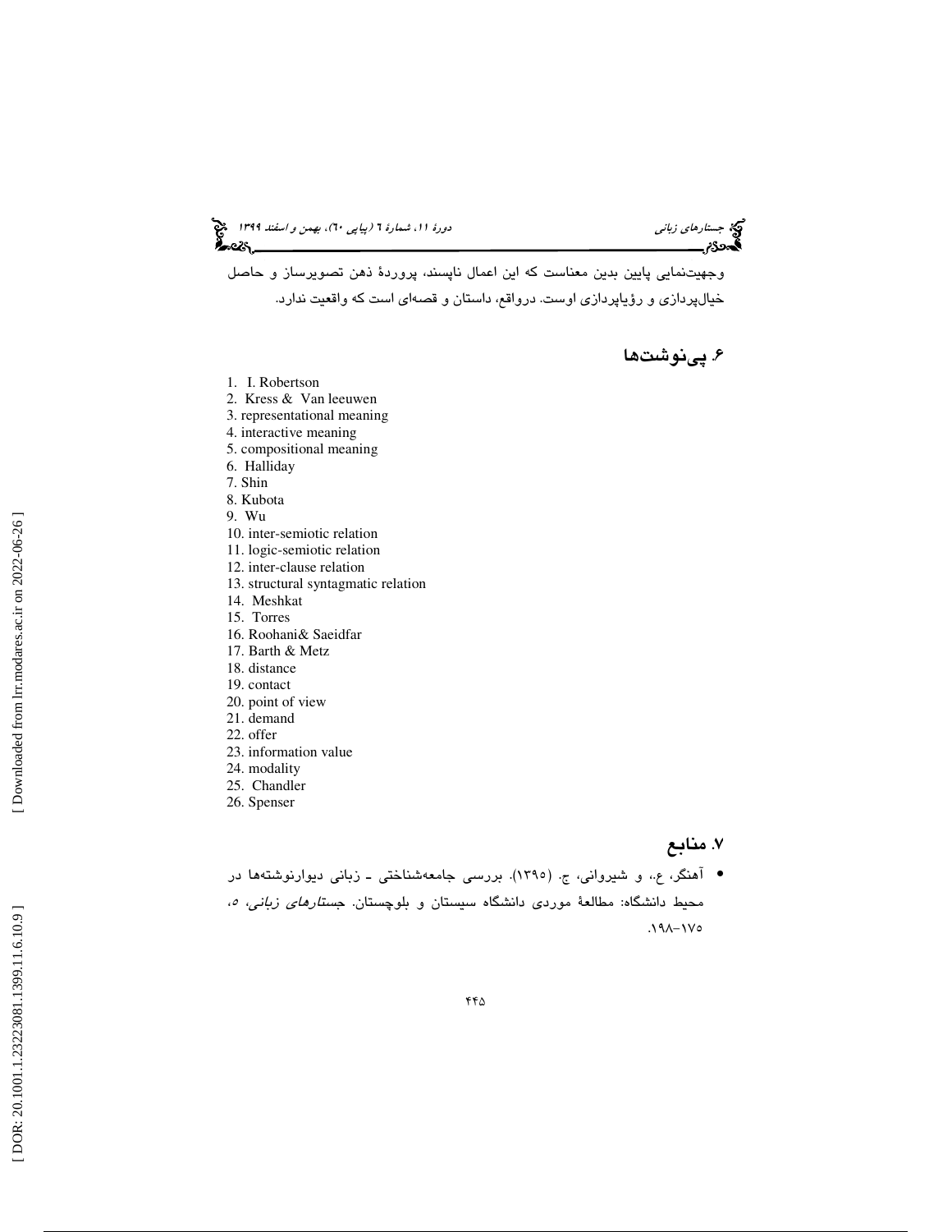وجهیت‌نمایی پایین بدین معناست که این اعمال ناپسند، پروردهٔ ذهن تصویرساز و حاصل خیال‌پردازی و رؤیاپردازی اوست. درواقع، داستان و قصه‌ای است که واقعیت ندارد.

## ۶. پی‌نوشت‌ها

1. I. Robertson
2. Kress & Van leeuwen
3. representational meaning
4. interactive meaning
5. compositional meaning
6. Halliday
7. Shin
8. Kubota
9. Wu
10. inter-semiotic relation
11. logic-semiotic relation
12. inter-clause relation
13. structural syntagmatic relation
14. Meshkat
15. Torres
16. Roohani& Saeidfar
17. Barth & Metz
18. distance
19. contact
20. point of view
21. demand
22. offer
23. information value
24. modality
25. Chandler
26. Spenser

## ۷. منابع

- آهنگر، ع.، و شیروانی، ج. (۱۳۹۵). بررسی جامعه‌شناختی ـ زبانی دیوارنوشته‌ها در محیط دانشگاه: مطالعهٔ موردی دانشگاه سیستان و بلوچستان. *جستارهای زبانی*، ۵، ۱۷۵-۱۹۸.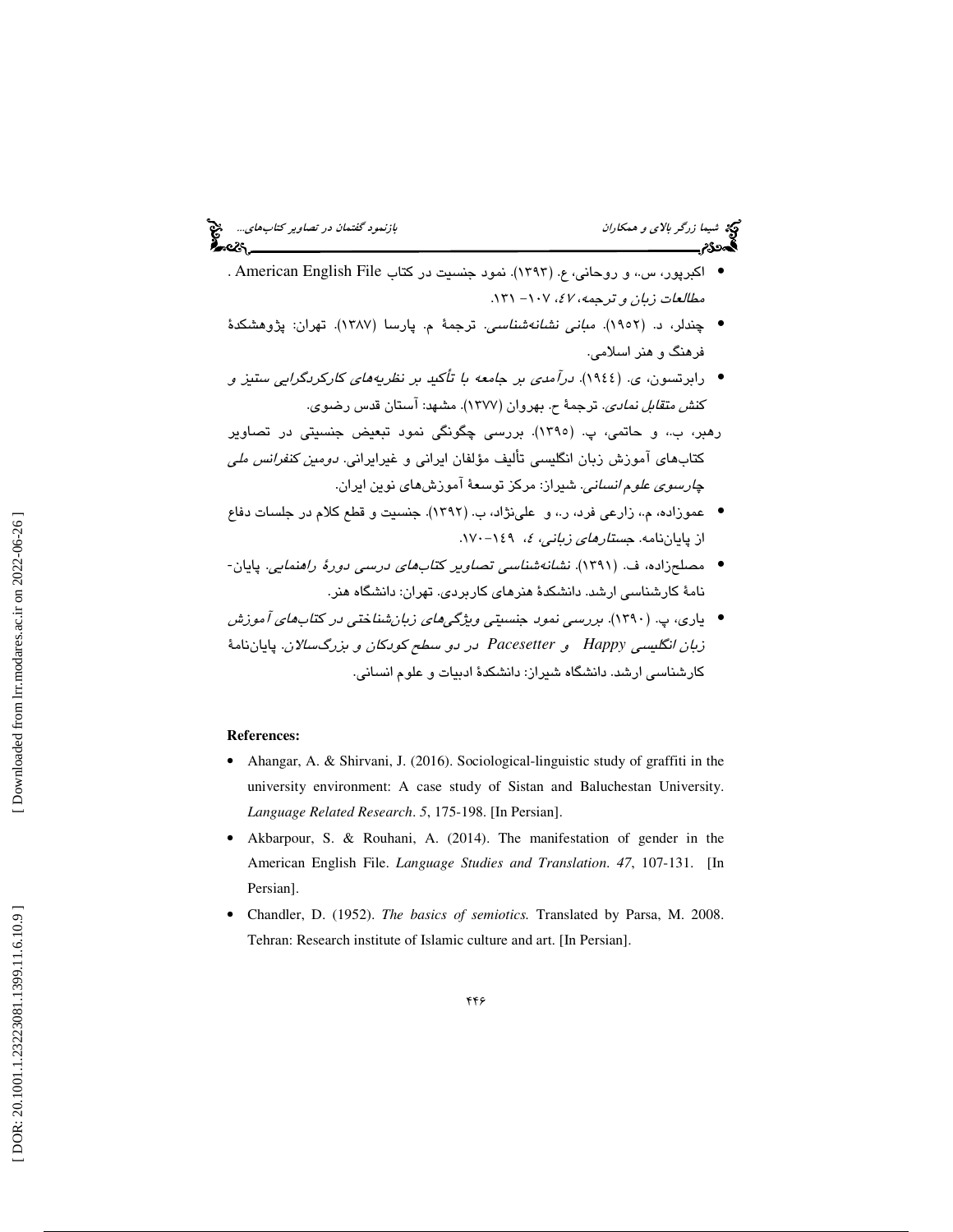- اکبرپور، س.، و روحانی، ع. (۱۳۹۳). نمود جنسیت در کتاب American English File . *مطالعات زبان و ترجمه*، *۴۷*، ۱۰۷– ۱۳۱.
- چندلر، د. (۱۹۵۲). *مبانی نشانه‌شناسی*. ترجمهٔ م. پارسا (۱۳۸۷). تهران: پژوهشکدهٔ فرهنگ و هنر اسلامی.
- رابرتسون، ی. (۱۹٤٤). *درآمدی بر جامعه با تأکید بر نظریه‌های کارکردگرایی ستیز و کنش متقابل نمادی*. ترجمهٔ ح. بهروان (۱۳۷۷). مشهد: آستان قدس رضوی.

رهبر، ب.، و حاتمی، پ. (۱۳۹۵). بررسی چگونگی نمود تبعیض جنسیتی در تصاویر کتاب‌های آموزش زبان انگلیسی تألیف مؤلفان ایرانی و غیرایرانی. *دومین کنفرانس ملی چارسوی علوم انسانی*. شیراز: مرکز توسعهٔ آموزش‌های نوین ایران.

- عموزاده، م.، زارعی فرد، ر.، و علی‌نژاد، ب. (۱۳۹۲). جنسیت و قطع کلام در جلسات دفاع از پایان‌نامه. *جستارهای زبانی*، *٤*، ۱٤۹-۱۷۰.
- مصلح‌زاده، ف. (۱۳۹۱). *نشانه‌شناسی تصاویر کتاب‌های درسی دورهٔ راهنمایی*. پایان‌نامهٔ کارشناسی ارشد. دانشکدهٔ هنرهای کاربردی. تهران: دانشگاه هنر.
- یاری، پ. (۱۳۹۰). *بررسی نمود جنسیتی ویژگی‌های زبان‌شناختی در کتاب‌های آموزش زبان انگلیسی Happy و Pacesetter در دو سطح کودکان و بزرگسالان*. پایان‌نامهٔ کارشناسی ارشد. دانشگاه شیراز: دانشکدهٔ ادبیات و علوم انسانی.

**References:**

- Ahangar, A. & Shirvani, J. (2016). Sociological-linguistic study of graffiti in the university environment: A case study of Sistan and Baluchestan University. *Language Related Research*. *5*, 175-198. [In Persian].
- Akbarpour, S. & Rouhani, A. (2014). The manifestation of gender in the American English File. *Language Studies and Translation*. *47*, 107-131. [In Persian].
- Chandler, D. (1952). *The basics of semiotics.* Translated by Parsa, M. 2008. Tehran: Research institute of Islamic culture and art. [In Persian].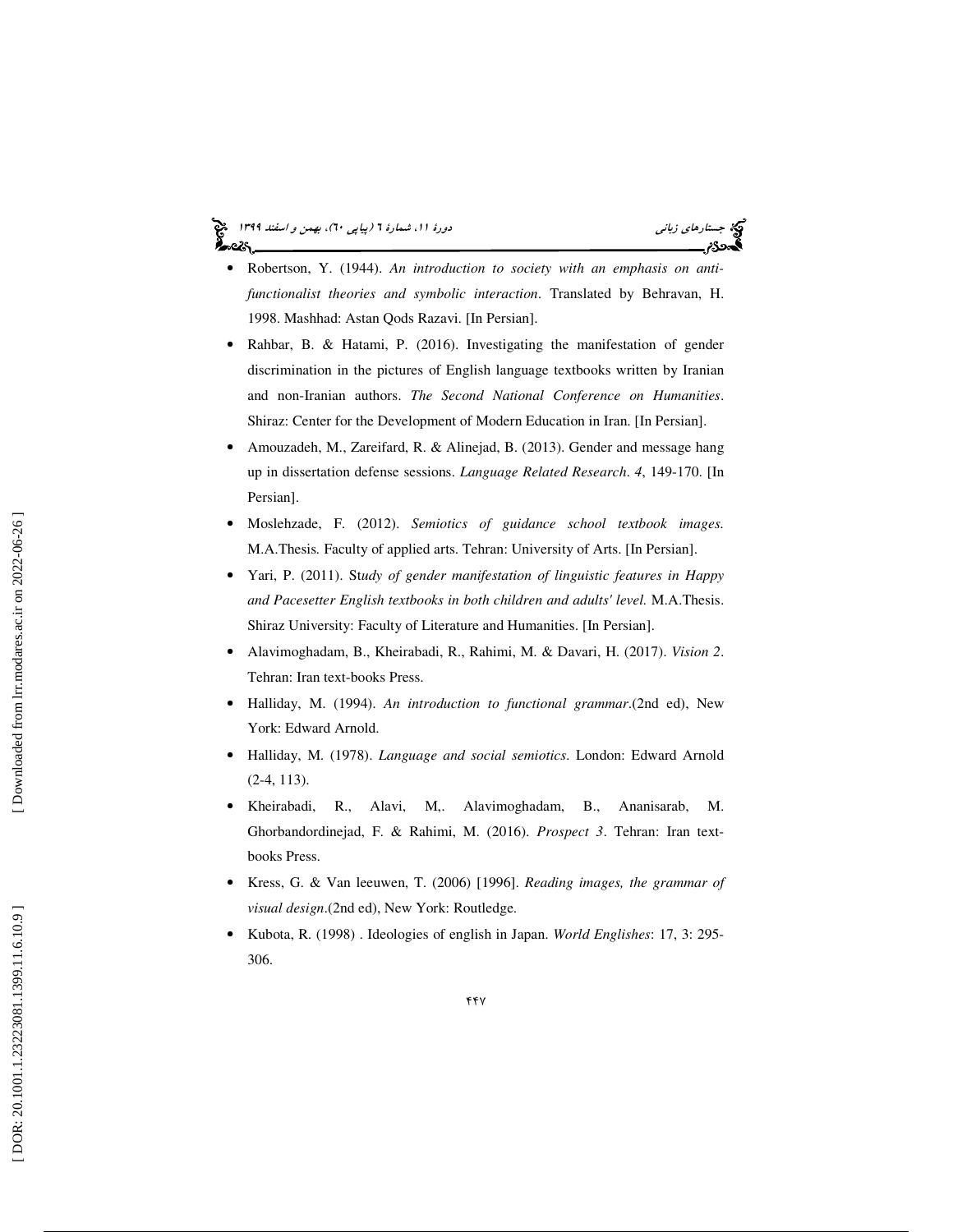- Robertson, Y. (1944). *An introduction to society with an emphasis on anti-functionalist theories and symbolic interaction*. Translated by Behravan, H. 1998. Mashhad: Astan Qods Razavi. [In Persian].
- Rahbar, B. & Hatami, P. (2016). Investigating the manifestation of gender discrimination in the pictures of English language textbooks written by Iranian and non-Iranian authors. *The Second National Conference on Humanities*. Shiraz: Center for the Development of Modern Education in Iran. [In Persian].
- Amouzadeh, M., Zareifard, R. & Alinejad, B. (2013). Gender and message hang up in dissertation defense sessions. *Language Related Research*. *4*, 149-170. [In Persian].
- Moslehzade, F. (2012). *Semiotics of guidance school textbook images.* M.A.Thesis. Faculty of applied arts. Tehran: University of Arts. [In Persian].
- Yari, P. (2011). St*udy of gender manifestation of linguistic features in Happy and Pacesetter English textbooks in both children and adults' level.* M.A.Thesis. Shiraz University: Faculty of Literature and Humanities. [In Persian].
- Alavimoghadam, B., Kheirabadi, R., Rahimi, M. & Davari, H. (2017). *Vision 2*. Tehran: Iran text-books Press.
- Halliday, M. (1994). *An introduction to functional grammar*.(2nd ed), New York: Edward Arnold.
- Halliday, M. (1978). *Language and social semiotics*. London: Edward Arnold (2-4, 113).
- Kheirabadi, R., Alavi, M,. Alavimoghadam, B., Ananisarab, M. Ghorbandordinejad, F. & Rahimi, M. (2016). *Prospect 3*. Tehran: Iran text-books Press.
- Kress, G. & Van leeuwen, T. (2006) [1996]. *Reading images, the grammar of visual design*.(2nd ed), New York: Routledge.
- Kubota, R. (1998) . Ideologies of english in Japan. *World Englishes*: 17, 3: 295-306.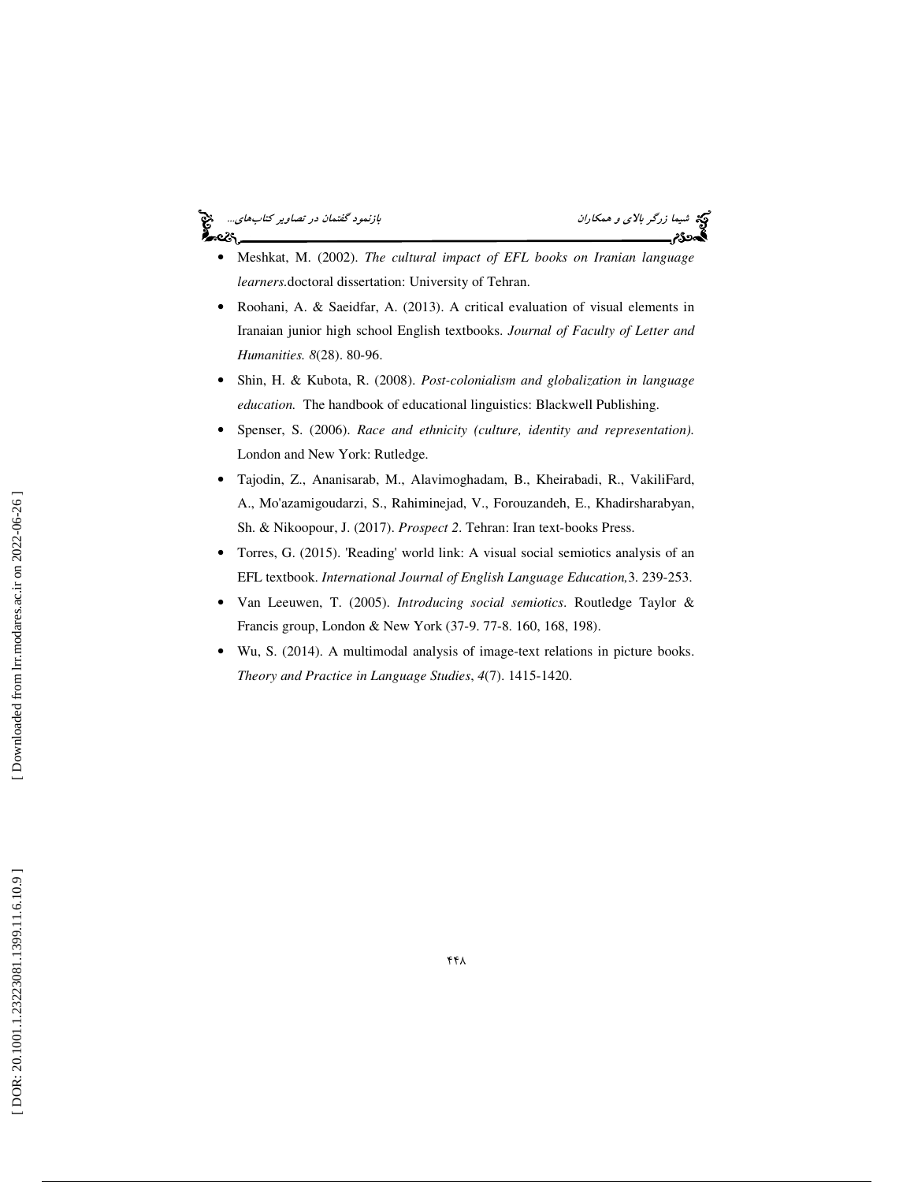- Meshkat, M. (2002). *The cultural impact of EFL books on Iranian language learners.*doctoral dissertation: University of Tehran.
- Roohani, A. & Saeidfar, A. (2013). A critical evaluation of visual elements in Iranaian junior high school English textbooks. *Journal of Faculty of Letter and Humanities. 8*(28). 80-96.
- Shin, H. & Kubota, R. (2008). *Post-colonialism and globalization in language education.* The handbook of educational linguistics: Blackwell Publishing.
- Spenser, S. (2006). *Race and ethnicity (culture, identity and representation).* London and New York: Rutledge.
- Tajodin, Z., Ananisarab, M., Alavimoghadam, B., Kheirabadi, R., VakiliFard, A., Mo'azamigoudarzi, S., Rahiminejad, V., Forouzandeh, E., Khadirsharabyan, Sh. & Nikoopour, J. (2017). *Prospect 2*. Tehran: Iran text-books Press.
- Torres, G. (2015). 'Reading' world link: A visual social semiotics analysis of an EFL textbook. *International Journal of English Language Education,*3. 239-253.
- Van Leeuwen, T. (2005). *Introducing social semiotics*. Routledge Taylor & Francis group, London & New York (37-9. 77-8. 160, 168, 198).
- Wu, S. (2014). A multimodal analysis of image-text relations in picture books. *Theory and Practice in Language Studies*, *4*(7). 1415-1420.